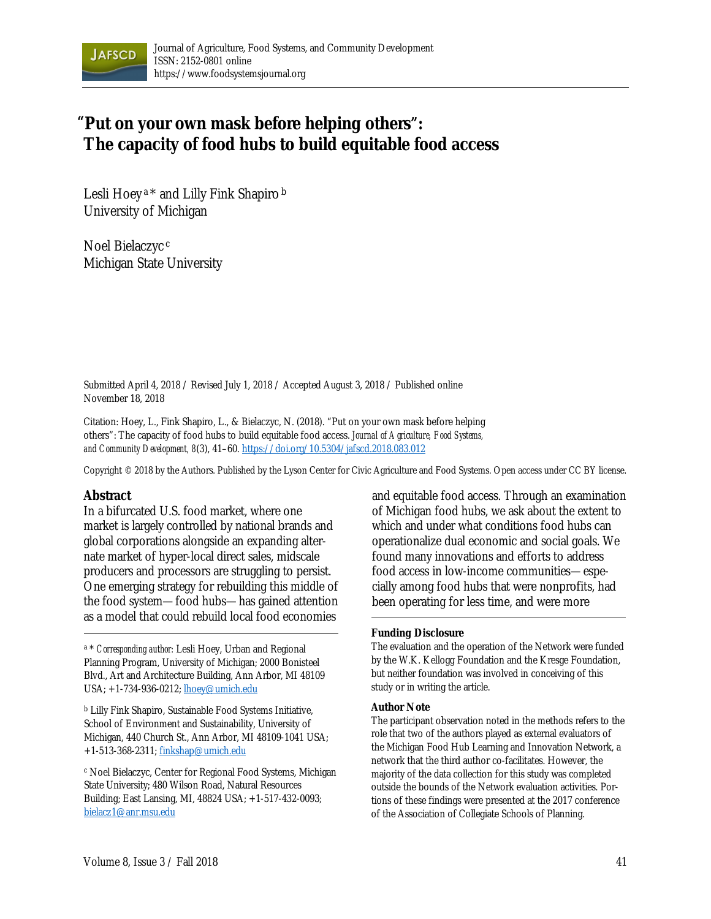# "Put on your own mask before helping others": The capacity of food hubs to build equitable food access

Lesli Hoey [a]* and Lilly Fink Shapiro [b]
University of Michigan

Noel Bielaczyc [c]
Michigan State University

Submitted April 4, 2018 / Revised July 1, 2018 / Accepted August 3, 2018 / Published online November 18, 2018

Citation: Hoey, L., Fink Shapiro, L., & Bielaczyc, N. (2018). "Put on your own mask before helping others": The capacity of food hubs to build equitable food access. *Journal of Agriculture, Food Systems, and Community Development, 8*(3), 41–60. https://doi.org/10.5304/jafscd.2018.083.012

Copyright © 2018 by the Authors. Published by the Lyson Center for Civic Agriculture and Food Systems. Open access under CC BY license.

## Abstract

In a bifurcated U.S. food market, where one market is largely controlled by national brands and global corporations alongside an expanding alternate market of hyper-local direct sales, midscale producers and processors are struggling to persist. One emerging strategy for rebuilding this middle of the food system—food hubs—has gained attention as a model that could rebuild local food economies and equitable food access. Through an examination of Michigan food hubs, we ask about the extent to which and under what conditions food hubs can operationalize dual economic and social goals. We found many innovations and efforts to address food access in low-income communities—especially among food hubs that were nonprofits, had been operating for less time, and were more

[a] * *Corresponding author:* Lesli Hoey, Urban and Regional Planning Program, University of Michigan; 2000 Bonisteel Blvd., Art and Architecture Building, Ann Arbor, MI 48109 USA; +1-734-936-0212; lhoey@umich.edu

[b] Lilly Fink Shapiro, Sustainable Food Systems Initiative, School of Environment and Sustainability, University of Michigan, 440 Church St., Ann Arbor, MI 48109-1041 USA; +1-513-368-2311; finkshap@umich.edu

[c] Noel Bielaczyc, Center for Regional Food Systems, Michigan State University; 480 Wilson Road, Natural Resources Building; East Lansing, MI, 48824 USA; +1-517-432-0093; bielacz1@anr.msu.edu

**Funding Disclosure**

The evaluation and the operation of the Network were funded by the W.K. Kellogg Foundation and the Kresge Foundation, but neither foundation was involved in conceiving of this study or in writing the article.

**Author Note**

The participant observation noted in the methods refers to the role that two of the authors played as external evaluators of the Michigan Food Hub Learning and Innovation Network, a network that the third author co-facilitates. However, the majority of the data collection for this study was completed outside the bounds of the Network evaluation activities. Portions of these findings were presented at the 2017 conference of the Association of Collegiate Schools of Planning.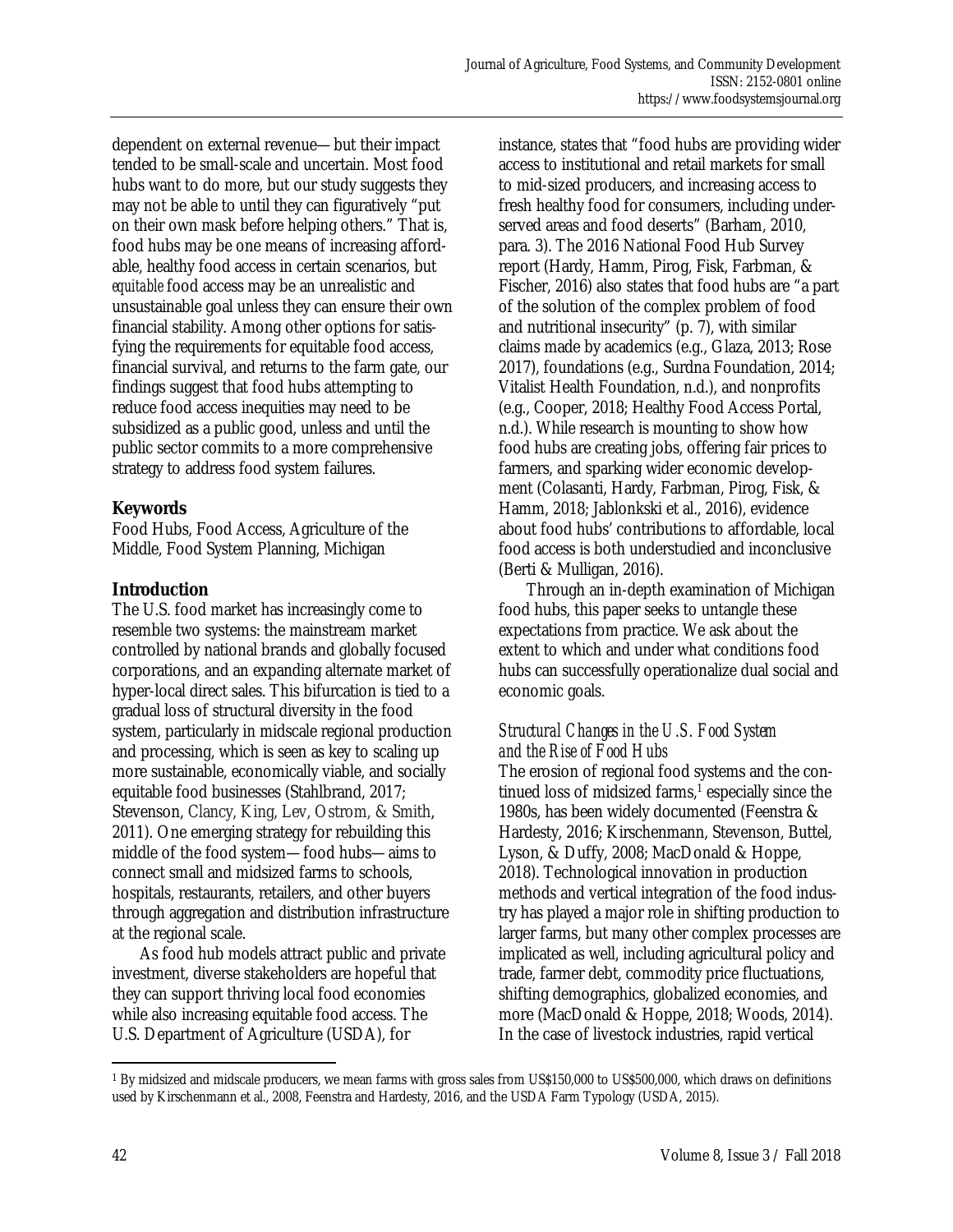dependent on external revenue—but their impact tended to be small-scale and uncertain. Most food hubs want to do more, but our study suggests they may not be able to until they can figuratively "put on their own mask before helping others." That is, food hubs may be one means of increasing affordable, healthy food access in certain scenarios, but *equitable* food access may be an unrealistic and unsustainable goal unless they can ensure their own financial stability. Among other options for satisfying the requirements for equitable food access, financial survival, and returns to the farm gate, our findings suggest that food hubs attempting to reduce food access inequities may need to be subsidized as a public good, unless and until the public sector commits to a more comprehensive strategy to address food system failures.

## Keywords

Food Hubs, Food Access, Agriculture of the Middle, Food System Planning, Michigan

## Introduction

The U.S. food market has increasingly come to resemble two systems: the mainstream market controlled by national brands and globally focused corporations, and an expanding alternate market of hyper-local direct sales. This bifurcation is tied to a gradual loss of structural diversity in the food system, particularly in midscale regional production and processing, which is seen as key to scaling up more sustainable, economically viable, and socially equitable food businesses (Stahlbrand, 2017; Stevenson, Clancy, King, Lev, Ostrom, & Smith, 2011). One emerging strategy for rebuilding this middle of the food system—food hubs—aims to connect small and midsized farms to schools, hospitals, restaurants, retailers, and other buyers through aggregation and distribution infrastructure at the regional scale.

As food hub models attract public and private investment, diverse stakeholders are hopeful that they can support thriving local food economies while also increasing equitable food access. The U.S. Department of Agriculture (USDA), for instance, states that "food hubs are providing wider access to institutional and retail markets for small to mid-sized producers, and increasing access to fresh healthy food for consumers, including underserved areas and food deserts" (Barham, 2010, para. 3). The 2016 National Food Hub Survey report (Hardy, Hamm, Pirog, Fisk, Farbman, & Fischer, 2016) also states that food hubs are "a part of the solution of the complex problem of food and nutritional insecurity" (p. 7), with similar claims made by academics (e.g., Glaza, 2013; Rose 2017), foundations (e.g., Surdna Foundation, 2014; Vitalist Health Foundation, n.d.), and nonprofits (e.g., Cooper, 2018; Healthy Food Access Portal, n.d.). While research is mounting to show how food hubs are creating jobs, offering fair prices to farmers, and sparking wider economic development (Colasanti, Hardy, Farbman, Pirog, Fisk, & Hamm, 2018; Jablonkski et al., 2016), evidence about food hubs' contributions to affordable, local food access is both understudied and inconclusive (Berti & Mulligan, 2016).

Through an in-depth examination of Michigan food hubs, this paper seeks to untangle these expectations from practice. We ask about the extent to which and under what conditions food hubs can successfully operationalize dual social and economic goals.

### *Structural Changes in the U.S. Food System and the Rise of Food Hubs*

The erosion of regional food systems and the continued loss of midsized farms,[1] especially since the 1980s, has been widely documented (Feenstra & Hardesty, 2016; Kirschenmann, Stevenson, Buttel, Lyson, & Duffy, 2008; MacDonald & Hoppe, 2018). Technological innovation in production methods and vertical integration of the food industry has played a major role in shifting production to larger farms, but many other complex processes are implicated as well, including agricultural policy and trade, farmer debt, commodity price fluctuations, shifting demographics, globalized economies, and more (MacDonald & Hoppe, 2018; Woods, 2014). In the case of livestock industries, rapid vertical

[1] By midsized and midscale producers, we mean farms with gross sales from US$150,000 to US$500,000, which draws on definitions used by Kirschenmann et al., 2008, Feenstra and Hardesty, 2016, and the USDA Farm Typology (USDA, 2015).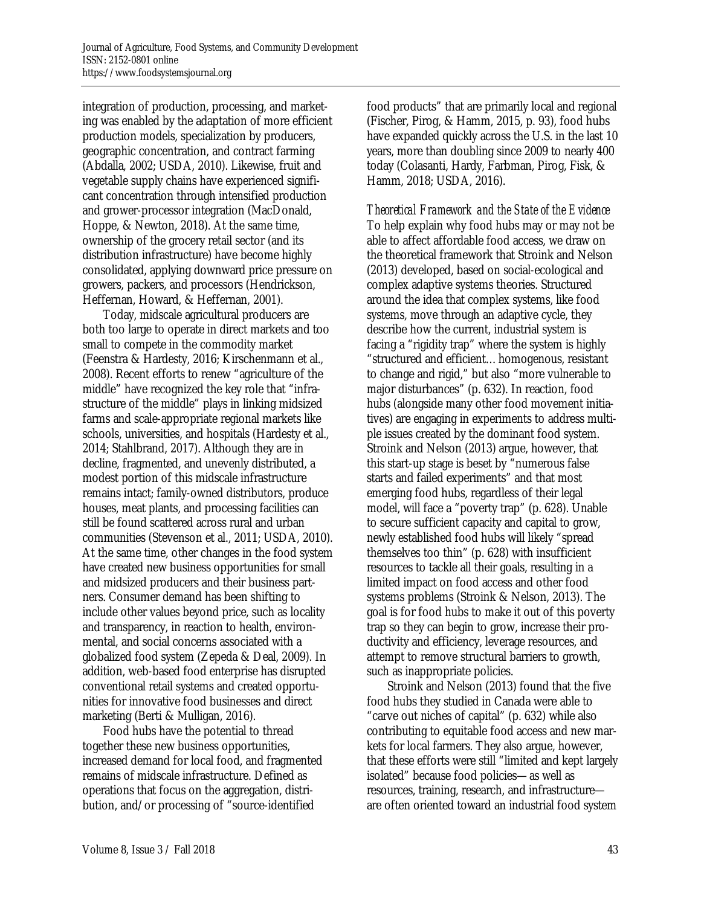integration of production, processing, and marketing was enabled by the adaptation of more efficient production models, specialization by producers, geographic concentration, and contract farming (Abdalla, 2002; USDA, 2010). Likewise, fruit and vegetable supply chains have experienced significant concentration through intensified production and grower-processor integration (MacDonald, Hoppe, & Newton, 2018). At the same time, ownership of the grocery retail sector (and its distribution infrastructure) have become highly consolidated, applying downward price pressure on growers, packers, and processors (Hendrickson, Heffernan, Howard, & Heffernan, 2001).

Today, midscale agricultural producers are both too large to operate in direct markets and too small to compete in the commodity market (Feenstra & Hardesty, 2016; Kirschenmann et al., 2008). Recent efforts to renew "agriculture of the middle" have recognized the key role that "infrastructure of the middle" plays in linking midsized farms and scale-appropriate regional markets like schools, universities, and hospitals (Hardesty et al., 2014; Stahlbrand, 2017). Although they are in decline, fragmented, and unevenly distributed, a modest portion of this midscale infrastructure remains intact; family-owned distributors, produce houses, meat plants, and processing facilities can still be found scattered across rural and urban communities (Stevenson et al., 2011; USDA, 2010). At the same time, other changes in the food system have created new business opportunities for small and midsized producers and their business partners. Consumer demand has been shifting to include other values beyond price, such as locality and transparency, in reaction to health, environmental, and social concerns associated with a globalized food system (Zepeda & Deal, 2009). In addition, web-based food enterprise has disrupted conventional retail systems and created opportunities for innovative food businesses and direct marketing (Berti & Mulligan, 2016).

Food hubs have the potential to thread together these new business opportunities, increased demand for local food, and fragmented remains of midscale infrastructure. Defined as operations that focus on the aggregation, distribution, and/or processing of "source-identified food products" that are primarily local and regional (Fischer, Pirog, & Hamm, 2015, p. 93), food hubs have expanded quickly across the U.S. in the last 10 years, more than doubling since 2009 to nearly 400 today (Colasanti, Hardy, Farbman, Pirog, Fisk, & Hamm, 2018; USDA, 2016).

### *Theoretical Framework and the State of the Evidence*

To help explain why food hubs may or may not be able to affect affordable food access, we draw on the theoretical framework that Stroink and Nelson (2013) developed, based on social-ecological and complex adaptive systems theories. Structured around the idea that complex systems, like food systems, move through an adaptive cycle, they describe how the current, industrial system is facing a "rigidity trap" where the system is highly "structured and efficient… homogenous, resistant to change and rigid," but also "more vulnerable to major disturbances" (p. 632). In reaction, food hubs (alongside many other food movement initiatives) are engaging in experiments to address multiple issues created by the dominant food system. Stroink and Nelson (2013) argue, however, that this start-up stage is beset by "numerous false starts and failed experiments" and that most emerging food hubs, regardless of their legal model, will face a "poverty trap" (p. 628). Unable to secure sufficient capacity and capital to grow, newly established food hubs will likely "spread themselves too thin" (p. 628) with insufficient resources to tackle all their goals, resulting in a limited impact on food access and other food systems problems (Stroink & Nelson, 2013). The goal is for food hubs to make it out of this poverty trap so they can begin to grow, increase their productivity and efficiency, leverage resources, and attempt to remove structural barriers to growth, such as inappropriate policies.

Stroink and Nelson (2013) found that the five food hubs they studied in Canada were able to "carve out niches of capital" (p. 632) while also contributing to equitable food access and new markets for local farmers. They also argue, however, that these efforts were still "limited and kept largely isolated" because food policies—as well as resources, training, research, and infrastructure—are often oriented toward an industrial food system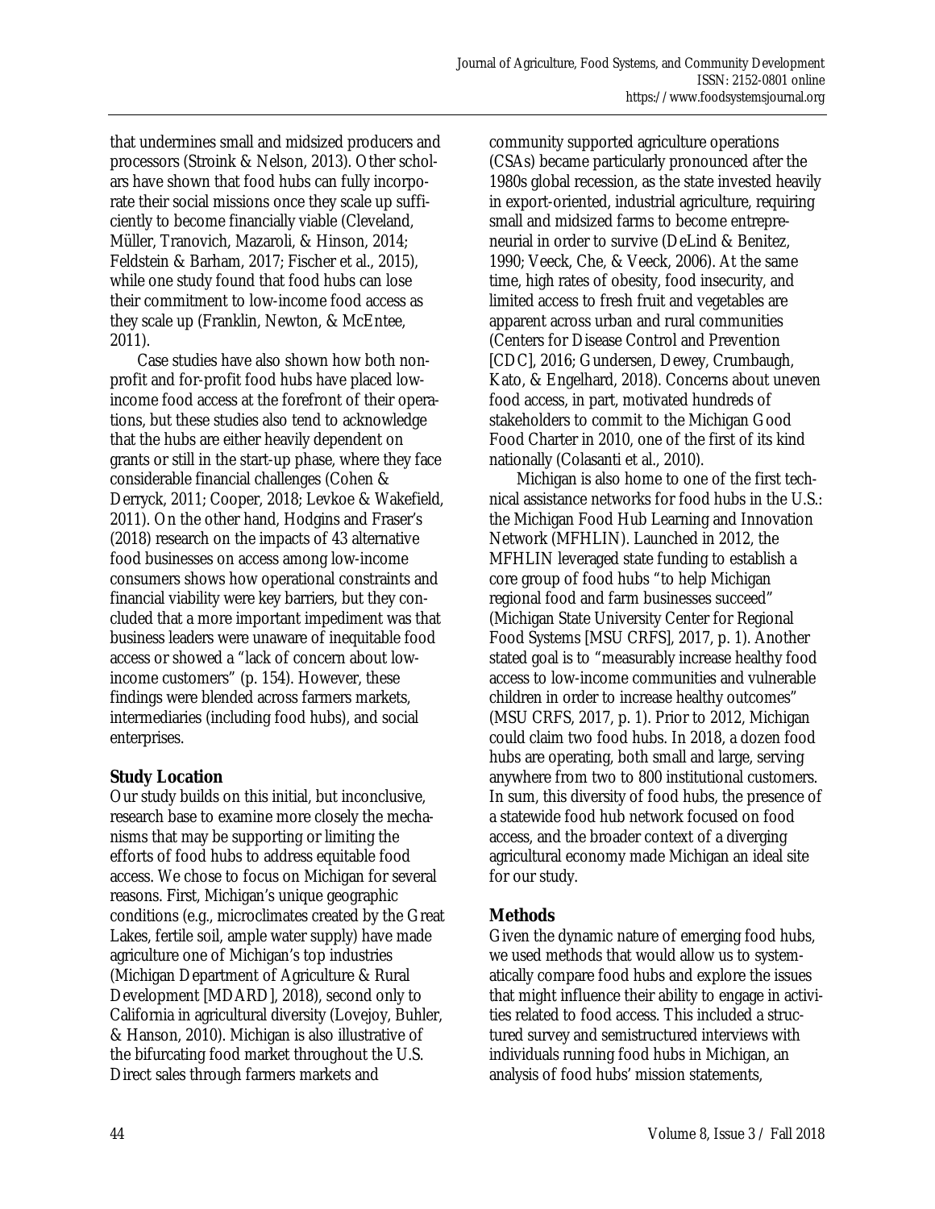that undermines small and midsized producers and processors (Stroink & Nelson, 2013). Other scholars have shown that food hubs can fully incorporate their social missions once they scale up sufficiently to become financially viable (Cleveland, Müller, Tranovich, Mazaroli, & Hinson, 2014; Feldstein & Barham, 2017; Fischer et al., 2015), while one study found that food hubs can lose their commitment to low-income food access as they scale up (Franklin, Newton, & McEntee, 2011).

Case studies have also shown how both nonprofit and for-profit food hubs have placed low-income food access at the forefront of their operations, but these studies also tend to acknowledge that the hubs are either heavily dependent on grants or still in the start-up phase, where they face considerable financial challenges (Cohen & Derryck, 2011; Cooper, 2018; Levkoe & Wakefield, 2011). On the other hand, Hodgins and Fraser's (2018) research on the impacts of 43 alternative food businesses on access among low-income consumers shows how operational constraints and financial viability were key barriers, but they concluded that a more important impediment was that business leaders were unaware of inequitable food access or showed a "lack of concern about low-income customers" (p. 154). However, these findings were blended across farmers markets, intermediaries (including food hubs), and social enterprises.

## Study Location

Our study builds on this initial, but inconclusive, research base to examine more closely the mechanisms that may be supporting or limiting the efforts of food hubs to address equitable food access. We chose to focus on Michigan for several reasons. First, Michigan's unique geographic conditions (e.g., microclimates created by the Great Lakes, fertile soil, ample water supply) have made agriculture one of Michigan's top industries (Michigan Department of Agriculture & Rural Development [MDARD], 2018), second only to California in agricultural diversity (Lovejoy, Buhler, & Hanson, 2010). Michigan is also illustrative of the bifurcating food market throughout the U.S. Direct sales through farmers markets and community supported agriculture operations (CSAs) became particularly pronounced after the 1980s global recession, as the state invested heavily in export-oriented, industrial agriculture, requiring small and midsized farms to become entrepreneurial in order to survive (DeLind & Benitez, 1990; Veeck, Che, & Veeck, 2006). At the same time, high rates of obesity, food insecurity, and limited access to fresh fruit and vegetables are apparent across urban and rural communities (Centers for Disease Control and Prevention [CDC], 2016; Gundersen, Dewey, Crumbaugh, Kato, & Engelhard, 2018). Concerns about uneven food access, in part, motivated hundreds of stakeholders to commit to the Michigan Good Food Charter in 2010, one of the first of its kind nationally (Colasanti et al., 2010).

Michigan is also home to one of the first technical assistance networks for food hubs in the U.S.: the Michigan Food Hub Learning and Innovation Network (MFHLIN). Launched in 2012, the MFHLIN leveraged state funding to establish a core group of food hubs "to help Michigan regional food and farm businesses succeed" (Michigan State University Center for Regional Food Systems [MSU CRFS], 2017, p. 1). Another stated goal is to "measurably increase healthy food access to low-income communities and vulnerable children in order to increase healthy outcomes" (MSU CRFS, 2017, p. 1). Prior to 2012, Michigan could claim two food hubs. In 2018, a dozen food hubs are operating, both small and large, serving anywhere from two to 800 institutional customers. In sum, this diversity of food hubs, the presence of a statewide food hub network focused on food access, and the broader context of a diverging agricultural economy made Michigan an ideal site for our study.

## Methods

Given the dynamic nature of emerging food hubs, we used methods that would allow us to systematically compare food hubs and explore the issues that might influence their ability to engage in activities related to food access. This included a structured survey and semistructured interviews with individuals running food hubs in Michigan, an analysis of food hubs' mission statements,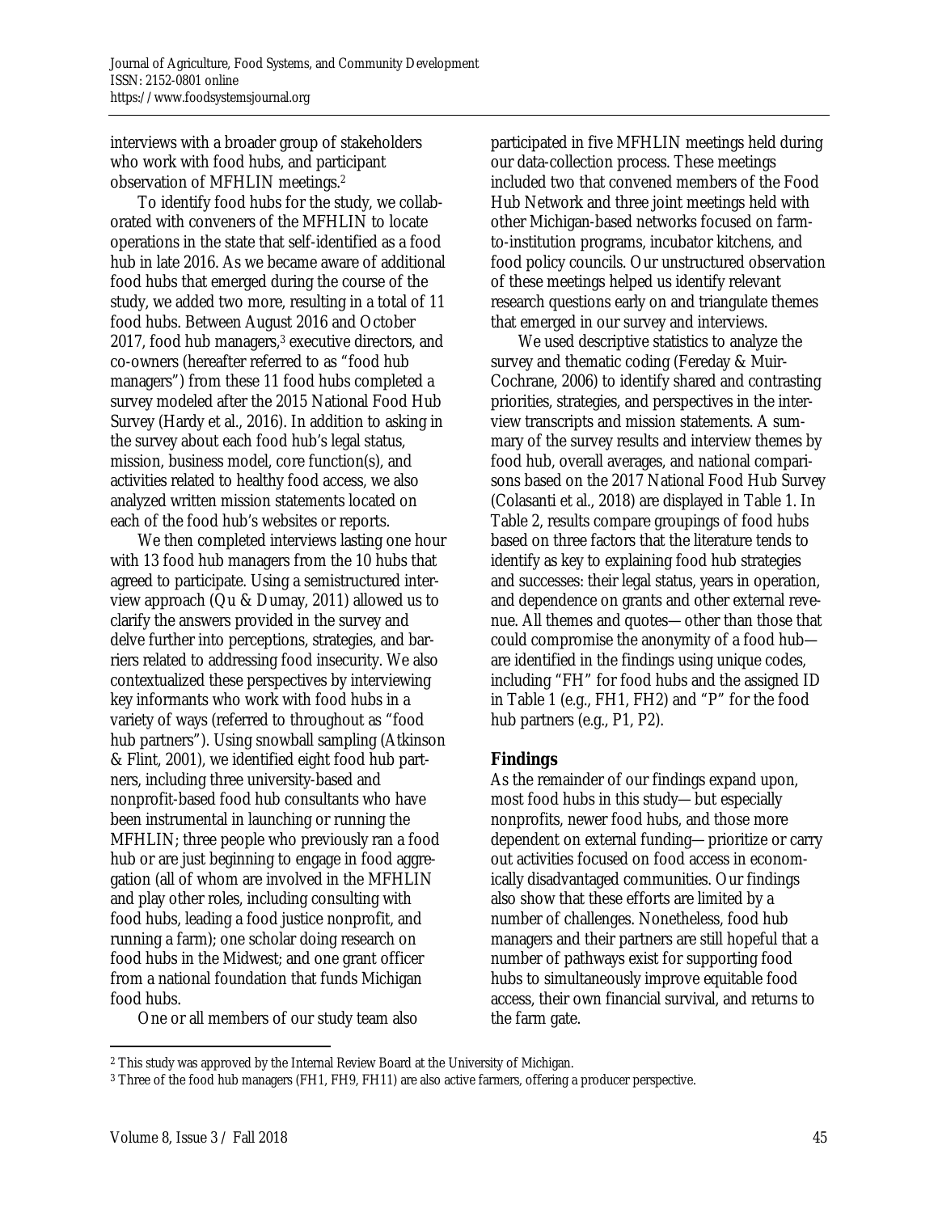interviews with a broader group of stakeholders who work with food hubs, and participant observation of MFHLIN meetings.[2]

To identify food hubs for the study, we collaborated with conveners of the MFHLIN to locate operations in the state that self-identified as a food hub in late 2016. As we became aware of additional food hubs that emerged during the course of the study, we added two more, resulting in a total of 11 food hubs. Between August 2016 and October 2017, food hub managers,[3] executive directors, and co-owners (hereafter referred to as "food hub managers") from these 11 food hubs completed a survey modeled after the 2015 National Food Hub Survey (Hardy et al., 2016). In addition to asking in the survey about each food hub's legal status, mission, business model, core function(s), and activities related to healthy food access, we also analyzed written mission statements located on each of the food hub's websites or reports.

We then completed interviews lasting one hour with 13 food hub managers from the 10 hubs that agreed to participate. Using a semistructured interview approach (Qu & Dumay, 2011) allowed us to clarify the answers provided in the survey and delve further into perceptions, strategies, and barriers related to addressing food insecurity. We also contextualized these perspectives by interviewing key informants who work with food hubs in a variety of ways (referred to throughout as "food hub partners"). Using snowball sampling (Atkinson & Flint, 2001), we identified eight food hub partners, including three university-based and nonprofit-based food hub consultants who have been instrumental in launching or running the MFHLIN; three people who previously ran a food hub or are just beginning to engage in food aggregation (all of whom are involved in the MFHLIN and play other roles, including consulting with food hubs, leading a food justice nonprofit, and running a farm); one scholar doing research on food hubs in the Midwest; and one grant officer from a national foundation that funds Michigan food hubs.

One or all members of our study team also participated in five MFHLIN meetings held during our data-collection process. These meetings included two that convened members of the Food Hub Network and three joint meetings held with other Michigan-based networks focused on farm-to-institution programs, incubator kitchens, and food policy councils. Our unstructured observation of these meetings helped us identify relevant research questions early on and triangulate themes that emerged in our survey and interviews.

We used descriptive statistics to analyze the survey and thematic coding (Fereday & Muir-Cochrane, 2006) to identify shared and contrasting priorities, strategies, and perspectives in the interview transcripts and mission statements. A summary of the survey results and interview themes by food hub, overall averages, and national comparisons based on the 2017 National Food Hub Survey (Colasanti et al., 2018) are displayed in Table 1. In Table 2, results compare groupings of food hubs based on three factors that the literature tends to identify as key to explaining food hub strategies and successes: their legal status, years in operation, and dependence on grants and other external revenue. All themes and quotes—other than those that could compromise the anonymity of a food hub—are identified in the findings using unique codes, including "FH" for food hubs and the assigned ID in Table 1 (e.g., FH1, FH2) and "P" for the food hub partners (e.g., P1, P2).

## Findings

As the remainder of our findings expand upon, most food hubs in this study—but especially nonprofits, newer food hubs, and those more dependent on external funding—prioritize or carry out activities focused on food access in economically disadvantaged communities. Our findings also show that these efforts are limited by a number of challenges. Nonetheless, food hub managers and their partners are still hopeful that a number of pathways exist for supporting food hubs to simultaneously improve equitable food access, their own financial survival, and returns to the farm gate.

---

[2] This study was approved by the Internal Review Board at the University of Michigan.

[3] Three of the food hub managers (FH1, FH9, FH11) are also active farmers, offering a producer perspective.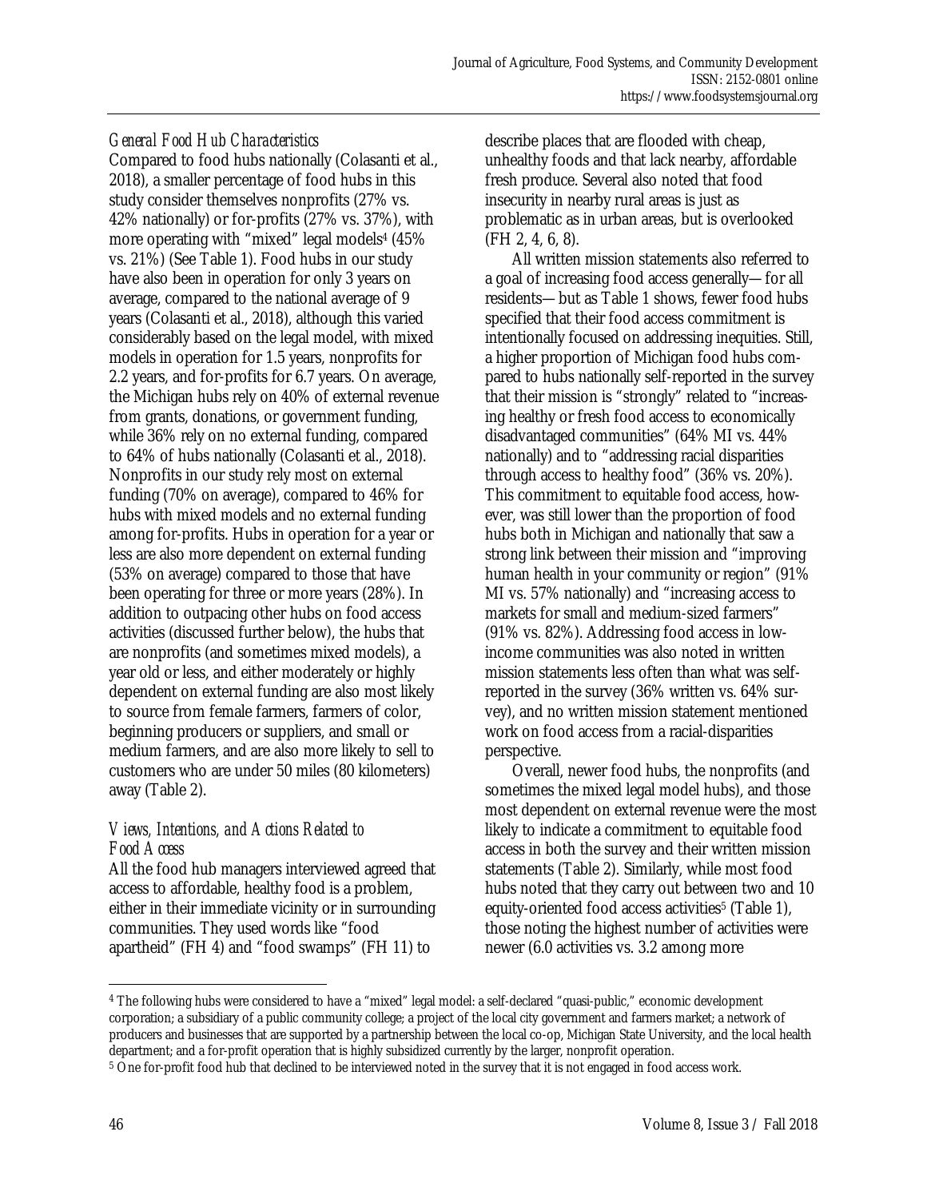### *General Food Hub Characteristics*

Compared to food hubs nationally (Colasanti et al., 2018), a smaller percentage of food hubs in this study consider themselves nonprofits (27% vs. 42% nationally) or for-profits (27% vs. 37%), with more operating with "mixed" legal models[4] (45% vs. 21%) (See Table 1). Food hubs in our study have also been in operation for only 3 years on average, compared to the national average of 9 years (Colasanti et al., 2018), although this varied considerably based on the legal model, with mixed models in operation for 1.5 years, nonprofits for 2.2 years, and for-profits for 6.7 years. On average, the Michigan hubs rely on 40% of external revenue from grants, donations, or government funding, while 36% rely on no external funding, compared to 64% of hubs nationally (Colasanti et al., 2018). Nonprofits in our study rely most on external funding (70% on average), compared to 46% for hubs with mixed models and no external funding among for-profits. Hubs in operation for a year or less are also more dependent on external funding (53% on average) compared to those that have been operating for three or more years (28%). In addition to outpacing other hubs on food access activities (discussed further below), the hubs that are nonprofits (and sometimes mixed models), a year old or less, and either moderately or highly dependent on external funding are also most likely to source from female farmers, farmers of color, beginning producers or suppliers, and small or medium farmers, and are also more likely to sell to customers who are under 50 miles (80 kilometers) away (Table 2).

### *Views, Intentions, and Actions Related to Food Access*

All the food hub managers interviewed agreed that access to affordable, healthy food is a problem, either in their immediate vicinity or in surrounding communities. They used words like "food apartheid" (FH 4) and "food swamps" (FH 11) to describe places that are flooded with cheap, unhealthy foods and that lack nearby, affordable fresh produce. Several also noted that food insecurity in nearby rural areas is just as problematic as in urban areas, but is overlooked (FH 2, 4, 6, 8).

All written mission statements also referred to a goal of increasing food access generally—for all residents—but as Table 1 shows, fewer food hubs specified that their food access commitment is intentionally focused on addressing inequities. Still, a higher proportion of Michigan food hubs compared to hubs nationally self-reported in the survey that their mission is "strongly" related to "increasing healthy or fresh food access to economically disadvantaged communities" (64% MI vs. 44% nationally) and to "addressing racial disparities through access to healthy food" (36% vs. 20%). This commitment to equitable food access, however, was still lower than the proportion of food hubs both in Michigan and nationally that saw a strong link between their mission and "improving human health in your community or region" (91% MI vs. 57% nationally) and "increasing access to markets for small and medium-sized farmers" (91% vs. 82%). Addressing food access in low-income communities was also noted in written mission statements less often than what was self-reported in the survey (36% written vs. 64% survey), and no written mission statement mentioned work on food access from a racial-disparities perspective.

Overall, newer food hubs, the nonprofits (and sometimes the mixed legal model hubs), and those most dependent on external revenue were the most likely to indicate a commitment to equitable food access in both the survey and their written mission statements (Table 2). Similarly, while most food hubs noted that they carry out between two and 10 equity-oriented food access activities[5] (Table 1), those noting the highest number of activities were newer (6.0 activities vs. 3.2 among more

---

[4] The following hubs were considered to have a "mixed" legal model: a self-declared "quasi-public," economic development corporation; a subsidiary of a public community college; a project of the local city government and farmers market; a network of producers and businesses that are supported by a partnership between the local co-op, Michigan State University, and the local health department; and a for-profit operation that is highly subsidized currently by the larger, nonprofit operation.

[5] One for-profit food hub that declined to be interviewed noted in the survey that it is not engaged in food access work.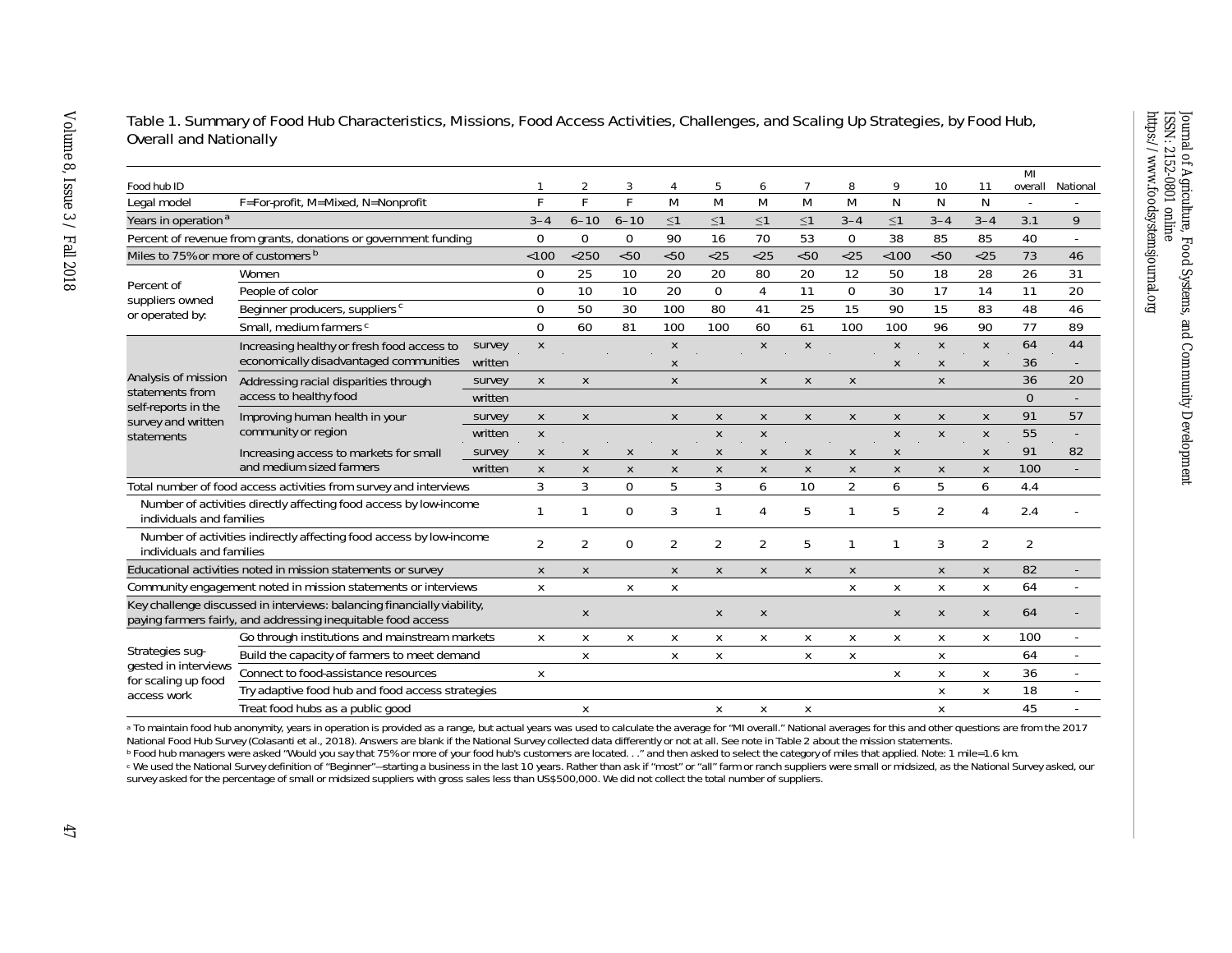Table 1. Summary of Food Hub Characteristics, Missions, Food Access Activities, Challenges, and Scaling Up Strategies, by Food Hub, Overall and Nationally

| Food hub ID | | | 1 | 2 | 3 | 4 | 5 | 6 | 7 | 8 | 9 | 10 | 11 | MI overall | National |
|---|---|---|---|---|---|---|---|---|---|---|---|---|---|---|---|
| Legal model | F=For-profit, M=Mixed, N=Nonprofit | | F | F | F | M | M | M | M | M | N | N | N | - | - |
| Years in operation[a] | | | 3–4 | 6–10 | 6–10 | ≤1 | ≤1 | ≤1 | ≤1 | 3–4 | ≤1 | 3–4 | 3–4 | 3.1 | 9 |
| Percent of revenue from grants, donations or government funding | | | 0 | 0 | 0 | 90 | 16 | 70 | 53 | 0 | 38 | 85 | 85 | 40 | - |
| Miles to 75% or more of customers[b] | | | <100 | <250 | <50 | <50 | <25 | <25 | <50 | <25 | <100 | <50 | <25 | 73 | 46 |
| Percent of suppliers owned or operated by: | Women | | 0 | 25 | 10 | 20 | 20 | 80 | 20 | 12 | 50 | 18 | 28 | 26 | 31 |
| | People of color | | 0 | 10 | 10 | 20 | 0 | 4 | 11 | 0 | 30 | 17 | 14 | 11 | 20 |
| | Beginner producers, suppliers[c] | | 0 | 50 | 30 | 100 | 80 | 41 | 25 | 15 | 90 | 15 | 83 | 48 | 46 |
| | Small, medium farmers[c] | | 0 | 60 | 81 | 100 | 100 | 60 | 61 | 100 | 100 | 96 | 90 | 77 | 89 |
| Analysis of mission statements from self-reports in the survey and written statements | Increasing healthy or fresh food access to economically disadvantaged communities | survey | x | | | x | | x | x | | x | x | x | 64 | 44 |
| | | written | | | | x | | | | | x | x | x | 36 | - |
| | Addressing racial disparities through access to healthy food | survey | x | x | | x | | x | x | x | | x | | 36 | 20 |
| | | written | | | | | | | | | | | | 0 | - |
| | Improving human health in your community or region | survey | x | x | | x | x | x | x | x | x | x | x | 91 | 57 |
| | | written | x | | | | x | x | | | x | x | x | 55 | - |
| | Increasing access to markets for small and medium sized farmers | survey | x | x | x | x | x | x | x | x | x | | x | 91 | 82 |
| | | written | x | x | x | x | x | x | x | x | x | x | x | 100 | - |
| Total number of food access activities from survey and interviews | | | 3 | 3 | 0 | 5 | 3 | 6 | 10 | 2 | 6 | 5 | 6 | 4.4 | |
| Number of activities directly affecting food access by low-income individuals and families | | | 1 | 1 | 0 | 3 | 1 | 4 | 5 | 1 | 5 | 2 | 4 | 2.4 | - |
| Number of activities indirectly affecting food access by low-income individuals and families | | | 2 | 2 | 0 | 2 | 2 | 2 | 5 | 1 | 1 | 3 | 2 | 2 | |
| Educational activities noted in mission statements or survey | | | x | x | | x | x | x | x | x | | x | x | 82 | - |
| Community engagement noted in mission statements or interviews | | | x | | x | x | | | | x | x | x | x | 64 | - |
| Key challenge discussed in interviews: balancing financially viability, paying farmers fairly, and addressing inequitable food access | | | | x | | | x | x | | | x | x | x | 64 | - |
| Strategies suggested in interviews for scaling up food access work | Go through institutions and mainstream markets | | x | x | x | x | x | x | x | x | x | x | x | 100 | - |
| | Build the capacity of farmers to meet demand | | | x | | x | x | | x | x | | x | | 64 | - |
| | Connect to food-assistance resources | | x | | | | | | | | x | x | x | 36 | - |
| | Try adaptive food hub and food access strategies | | | | | | | | | | | x | x | 18 | - |
| | Treat food hubs as a public good | | | x | | | x | x | x | | | x | | 45 | - |

[a] To maintain food hub anonymity, years in operation is provided as a range, but actual years was used to calculate the average for "MI overall." National averages for this and other questions are from the 2017 National Food Hub Survey (Colasanti et al., 2018). Answers are blank if the National Survey collected data differently or not at all. See note in Table 2 about the mission statements.

[b] Food hub managers were asked "Would you say that 75% or more of your food hub's customers are located. . ." and then asked to select the category of miles that applied. Note: 1 mile=1.6 km.

[c] We used the National Survey definition of "Beginner"—starting a business in the last 10 years. Rather than ask if "most" or "all" farm or ranch suppliers were small or midsized, as the National Survey asked, our survey asked for the percentage of small or midsized suppliers with gross sales less than US$500,000. We did not collect the total number of suppliers.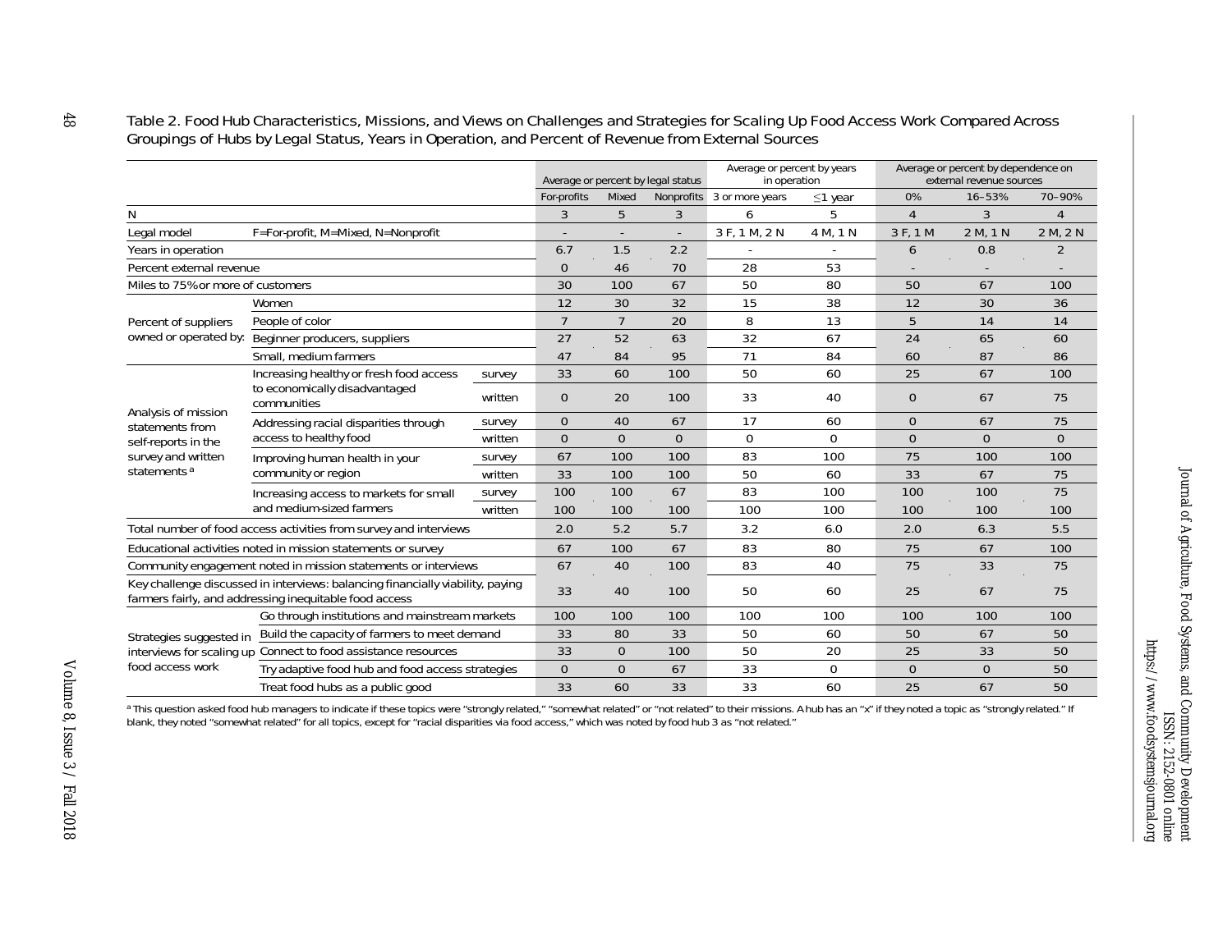Table 2. Food Hub Characteristics, Missions, and Views on Challenges and Strategies for Scaling Up Food Access Work Compared Across Groupings of Hubs by Legal Status, Years in Operation, and Percent of Revenue from External Sources

| | | | Average or percent by legal status | | | Average or percent by years in operation | | Average or percent by dependence on external revenue sources | | |
|---|---|---|---|---|---|---|---|---|---|---|
| | | | For-profits | Mixed | Nonprofits | 3 or more years | ≤1 year | 0% | 16–53% | 70–90% |
| N | | | 3 | 5 | 3 | 6 | 5 | 4 | 3 | 4 |
| Legal model | F=For-profit, M=Mixed, N=Nonprofit | | - | - | - | 3 F, 1 M, 2 N | 4 M, 1 N | 3 F, 1 M | 2 M, 1 N | 2 M, 2 N |
| Years in operation | | | 6.7 | 1.5 | 2.2 | - | - | 6 | 0.8 | 2 |
| Percent external revenue | | | 0 | 46 | 70 | 28 | 53 | - | - | - |
| Miles to 75% or more of customers | | | 30 | 100 | 67 | 50 | 80 | 50 | 67 | 100 |
| Percent of suppliers owned or operated by: | Women | | 12 | 30 | 32 | 15 | 38 | 12 | 30 | 36 |
| | People of color | | 7 | 7 | 20 | 8 | 13 | 5 | 14 | 14 |
| | Beginner producers, suppliers | | 27 | 52 | 63 | 32 | 67 | 24 | 65 | 60 |
| | Small, medium farmers | | 47 | 84 | 95 | 71 | 84 | 60 | 87 | 86 |
| Analysis of mission statements from self-reports in the survey and written statements [a] | Increasing healthy or fresh food access to economically disadvantaged communities | survey | 33 | 60 | 100 | 50 | 60 | 25 | 67 | 100 |
| | | written | 0 | 20 | 100 | 33 | 40 | 0 | 67 | 75 |
| | Addressing racial disparities through access to healthy food | survey | 0 | 40 | 67 | 17 | 60 | 0 | 67 | 75 |
| | | written | 0 | 0 | 0 | 0 | 0 | 0 | 0 | 0 |
| | Improving human health in your community or region | survey | 67 | 100 | 100 | 83 | 100 | 75 | 100 | 100 |
| | | written | 33 | 100 | 100 | 50 | 60 | 33 | 67 | 75 |
| | Increasing access to markets for small and medium-sized farmers | survey | 100 | 100 | 67 | 83 | 100 | 100 | 100 | 75 |
| | | written | 100 | 100 | 100 | 100 | 100 | 100 | 100 | 100 |
| Total number of food access activities from survey and interviews | | | 2.0 | 5.2 | 5.7 | 3.2 | 6.0 | 2.0 | 6.3 | 5.5 |
| Educational activities noted in mission statements or survey | | | 67 | 100 | 67 | 83 | 80 | 75 | 67 | 100 |
| Community engagement noted in mission statements or interviews | | | 67 | 40 | 100 | 83 | 40 | 75 | 33 | 75 |
| Key challenge discussed in interviews: balancing financially viability, paying farmers fairly, and addressing inequitable food access | | | 33 | 40 | 100 | 50 | 60 | 25 | 67 | 75 |
| Strategies suggested in interviews for scaling up food access work | Go through institutions and mainstream markets | | 100 | 100 | 100 | 100 | 100 | 100 | 100 | 100 |
| | Build the capacity of farmers to meet demand | | 33 | 80 | 33 | 50 | 60 | 50 | 67 | 50 |
| | Connect to food assistance resources | | 33 | 0 | 100 | 50 | 20 | 25 | 33 | 50 |
| | Try adaptive food hub and food access strategies | | 0 | 0 | 67 | 33 | 0 | 0 | 0 | 50 |
| | Treat food hubs as a public good | | 33 | 60 | 33 | 33 | 60 | 25 | 67 | 50 |

[a] This question asked food hub managers to indicate if these topics were "strongly related," "somewhat related" or "not related" to their missions. A hub has an "x" if they noted a topic as "strongly related." If blank, they noted "somewhat related" for all topics, except for "racial disparities via food access," which was noted by food hub 3 as "not related."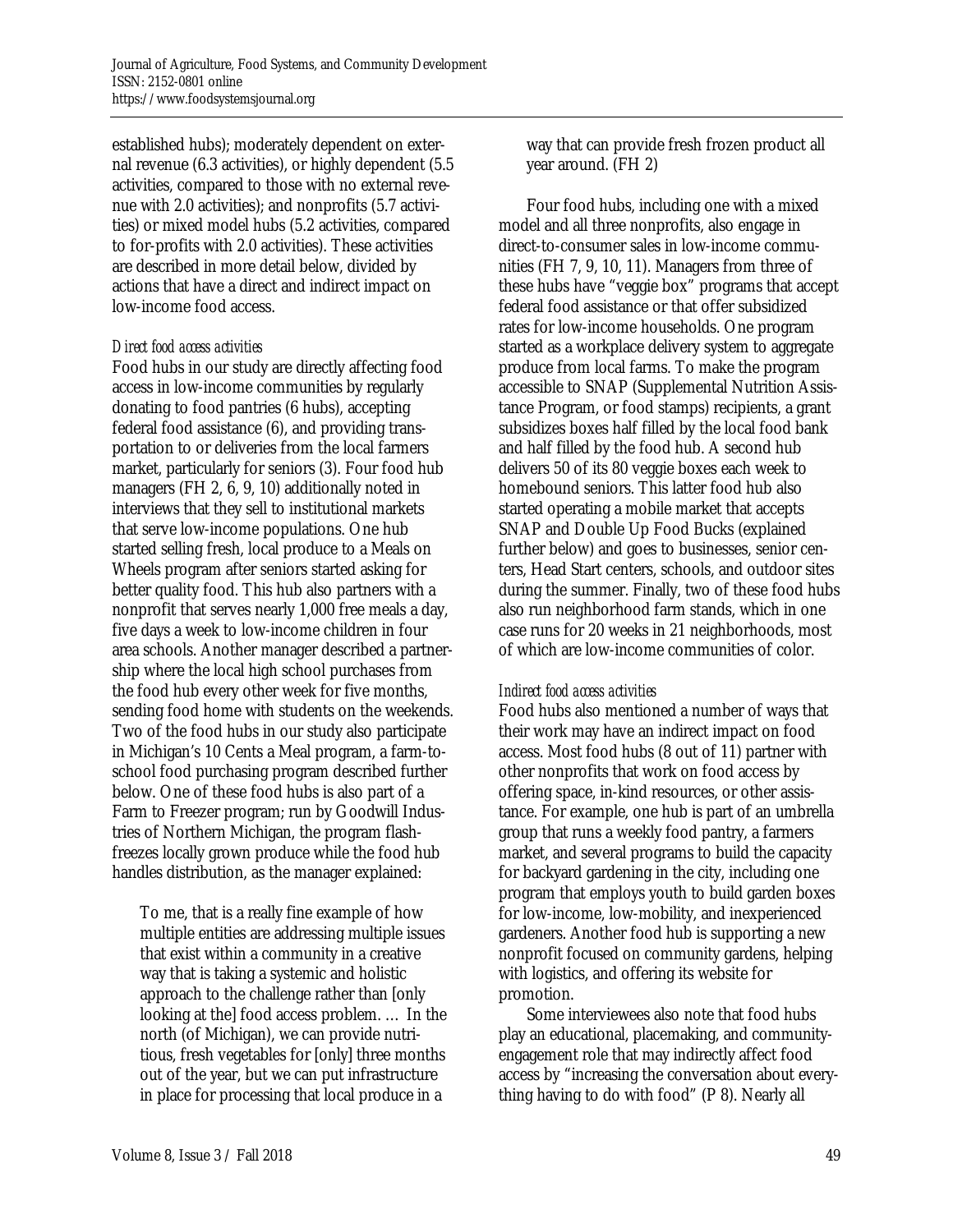established hubs); moderately dependent on external revenue (6.3 activities), or highly dependent (5.5 activities, compared to those with no external revenue with 2.0 activities); and nonprofits (5.7 activities) or mixed model hubs (5.2 activities, compared to for-profits with 2.0 activities). These activities are described in more detail below, divided by actions that have a direct and indirect impact on low-income food access.

*Direct food access activities*

Food hubs in our study are directly affecting food access in low-income communities by regularly donating to food pantries (6 hubs), accepting federal food assistance (6), and providing transportation to or deliveries from the local farmers market, particularly for seniors (3). Four food hub managers (FH 2, 6, 9, 10) additionally noted in interviews that they sell to institutional markets that serve low-income populations. One hub started selling fresh, local produce to a Meals on Wheels program after seniors started asking for better quality food. This hub also partners with a nonprofit that serves nearly 1,000 free meals a day, five days a week to low-income children in four area schools. Another manager described a partnership where the local high school purchases from the food hub every other week for five months, sending food home with students on the weekends. Two of the food hubs in our study also participate in Michigan's 10 Cents a Meal program, a farm-to-school food purchasing program described further below. One of these food hubs is also part of a Farm to Freezer program; run by Goodwill Industries of Northern Michigan, the program flash-freezes locally grown produce while the food hub handles distribution, as the manager explained:

> To me, that is a really fine example of how multiple entities are addressing multiple issues that exist within a community in a creative way that is taking a systemic and holistic approach to the challenge rather than [only looking at the] food access problem. … In the north (of Michigan), we can provide nutritious, fresh vegetables for [only] three months out of the year, but we can put infrastructure in place for processing that local produce in a way that can provide fresh frozen product all year around. (FH 2)

Four food hubs, including one with a mixed model and all three nonprofits, also engage in direct-to-consumer sales in low-income communities (FH 7, 9, 10, 11). Managers from three of these hubs have "veggie box" programs that accept federal food assistance or that offer subsidized rates for low-income households. One program started as a workplace delivery system to aggregate produce from local farms. To make the program accessible to SNAP (Supplemental Nutrition Assistance Program, or food stamps) recipients, a grant subsidizes boxes half filled by the local food bank and half filled by the food hub. A second hub delivers 50 of its 80 veggie boxes each week to homebound seniors. This latter food hub also started operating a mobile market that accepts SNAP and Double Up Food Bucks (explained further below) and goes to businesses, senior centers, Head Start centers, schools, and outdoor sites during the summer. Finally, two of these food hubs also run neighborhood farm stands, which in one case runs for 20 weeks in 21 neighborhoods, most of which are low-income communities of color.

*Indirect food access activities*

Food hubs also mentioned a number of ways that their work may have an indirect impact on food access. Most food hubs (8 out of 11) partner with other nonprofits that work on food access by offering space, in-kind resources, or other assistance. For example, one hub is part of an umbrella group that runs a weekly food pantry, a farmers market, and several programs to build the capacity for backyard gardening in the city, including one program that employs youth to build garden boxes for low-income, low-mobility, and inexperienced gardeners. Another food hub is supporting a new nonprofit focused on community gardens, helping with logistics, and offering its website for promotion.

Some interviewees also note that food hubs play an educational, placemaking, and community-engagement role that may indirectly affect food access by "increasing the conversation about everything having to do with food" (P 8). Nearly all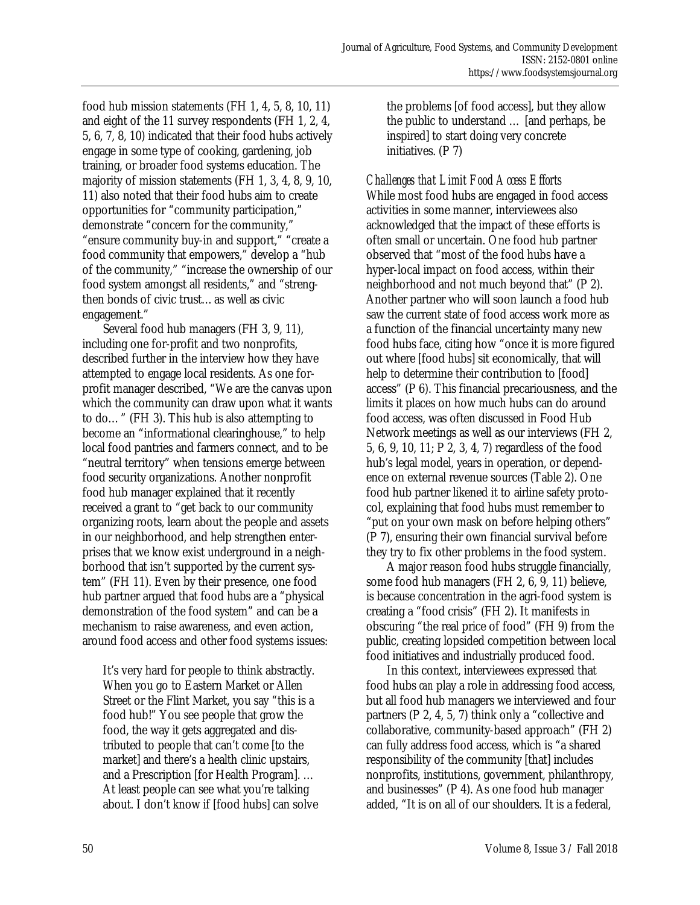food hub mission statements (FH 1, 4, 5, 8, 10, 11) and eight of the 11 survey respondents (FH 1, 2, 4, 5, 6, 7, 8, 10) indicated that their food hubs actively engage in some type of cooking, gardening, job training, or broader food systems education. The majority of mission statements (FH 1, 3, 4, 8, 9, 10, 11) also noted that their food hubs aim to create opportunities for "community participation," demonstrate "concern for the community," "ensure community buy-in and support," "create a food community that empowers," develop a "hub of the community," "increase the ownership of our food system amongst all residents," and "strengthen bonds of civic trust… as well as civic engagement."

Several food hub managers (FH 3, 9, 11), including one for-profit and two nonprofits, described further in the interview how they have attempted to engage local residents. As one for-profit manager described, "We are the canvas upon which the community can draw upon what it wants to do… " (FH 3). This hub is also attempting to become an "informational clearinghouse," to help local food pantries and farmers connect, and to be "neutral territory" when tensions emerge between food security organizations. Another nonprofit food hub manager explained that it recently received a grant to "get back to our community organizing roots, learn about the people and assets in our neighborhood, and help strengthen enterprises that we know exist underground in a neighborhood that isn't supported by the current system" (FH 11). Even by their presence, one food hub partner argued that food hubs are a "physical demonstration of the food system" and can be a mechanism to raise awareness, and even action, around food access and other food systems issues:

> It's very hard for people to think abstractly. When you go to Eastern Market or Allen Street or the Flint Market, you say "this is a food hub!" You see people that grow the food, the way it gets aggregated and distributed to people that can't come [to the market] and there's a health clinic upstairs, and a Prescription [for Health Program]. … At least people can see what you're talking about. I don't know if [food hubs] can solve the problems [of food access], but they allow the public to understand … [and perhaps, be inspired] to start doing very concrete initiatives. (P 7)

*Challenges that Limit Food Access Efforts*

While most food hubs are engaged in food access activities in some manner, interviewees also acknowledged that the impact of these efforts is often small or uncertain. One food hub partner observed that "most of the food hubs have a hyper-local impact on food access, within their neighborhood and not much beyond that" (P 2). Another partner who will soon launch a food hub saw the current state of food access work more as a function of the financial uncertainty many new food hubs face, citing how "once it is more figured out where [food hubs] sit economically, that will help to determine their contribution to [food] access" (P 6). This financial precariousness, and the limits it places on how much hubs can do around food access, was often discussed in Food Hub Network meetings as well as our interviews (FH 2, 5, 6, 9, 10, 11; P 2, 3, 4, 7) regardless of the food hub's legal model, years in operation, or dependence on external revenue sources (Table 2). One food hub partner likened it to airline safety protocol, explaining that food hubs must remember to "put on your own mask on before helping others" (P 7), ensuring their own financial survival before they try to fix other problems in the food system.

A major reason food hubs struggle financially, some food hub managers (FH 2, 6, 9, 11) believe, is because concentration in the agri-food system is creating a "food crisis" (FH 2). It manifests in obscuring "the real price of food" (FH 9) from the public, creating lopsided competition between local food initiatives and industrially produced food.

In this context, interviewees expressed that food hubs *can* play a role in addressing food access, but all food hub managers we interviewed and four partners (P 2, 4, 5, 7) think only a "collective and collaborative, community-based approach" (FH 2) can fully address food access, which is "a shared responsibility of the community [that] includes nonprofits, institutions, government, philanthropy, and businesses" (P 4). As one food hub manager added, "It is on all of our shoulders. It is a federal,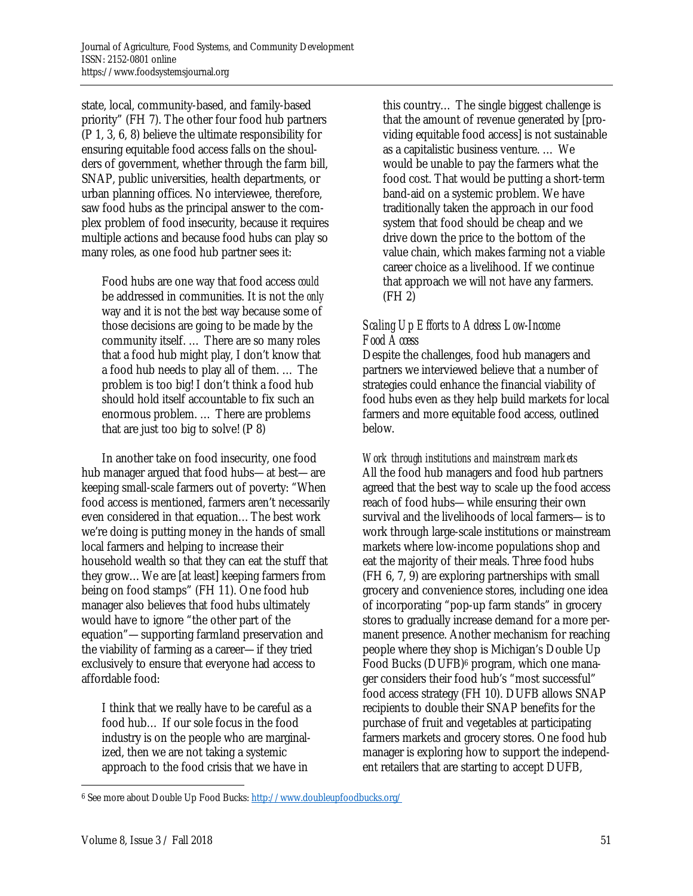state, local, community-based, and family-based priority" (FH 7). The other four food hub partners (P 1, 3, 6, 8) believe the ultimate responsibility for ensuring equitable food access falls on the shoulders of government, whether through the farm bill, SNAP, public universities, health departments, or urban planning offices. No interviewee, therefore, saw food hubs as the principal answer to the complex problem of food insecurity, because it requires multiple actions and because food hubs can play so many roles, as one food hub partner sees it:

> Food hubs are one way that food access *could* be addressed in communities. It is not the *only* way and it is not the *best* way because some of those decisions are going to be made by the community itself. … There are so many roles that a food hub might play, I don't know that a food hub needs to play all of them. … The problem is too big! I don't think a food hub should hold itself accountable to fix such an enormous problem. … There are problems that are just too big to solve! (P 8)

In another take on food insecurity, one food hub manager argued that food hubs—at best—are keeping small-scale farmers out of poverty: "When food access is mentioned, farmers aren't necessarily even considered in that equation…The best work we're doing is putting money in the hands of small local farmers and helping to increase their household wealth so that they can eat the stuff that they grow…We are [at least] keeping farmers from being on food stamps" (FH 11). One food hub manager also believes that food hubs ultimately would have to ignore "the other part of the equation"—supporting farmland preservation and the viability of farming as a career—if they tried exclusively to ensure that everyone had access to affordable food:

> I think that we really have to be careful as a food hub… If our sole focus in the food industry is on the people who are marginalized, then we are not taking a systemic approach to the food crisis that we have in this country… The single biggest challenge is that the amount of revenue generated by [providing equitable food access] is not sustainable as a capitalistic business venture. … We would be unable to pay the farmers what the food cost. That would be putting a short-term band-aid on a systemic problem. We have traditionally taken the approach in our food system that food should be cheap and we drive down the price to the bottom of the value chain, which makes farming not a viable career choice as a livelihood. If we continue that approach we will not have any farmers. (FH 2)

### *Scaling Up Efforts to Address Low-Income Food Access*

Despite the challenges, food hub managers and partners we interviewed believe that a number of strategies could enhance the financial viability of food hubs even as they help build markets for local farmers and more equitable food access, outlined below.

#### *Work through institutions and mainstream markets*

All the food hub managers and food hub partners agreed that the best way to scale up the food access reach of food hubs—while ensuring their own survival and the livelihoods of local farmers—is to work through large-scale institutions or mainstream markets where low-income populations shop and eat the majority of their meals. Three food hubs (FH 6, 7, 9) are exploring partnerships with small grocery and convenience stores, including one idea of incorporating "pop-up farm stands" in grocery stores to gradually increase demand for a more permanent presence. Another mechanism for reaching people where they shop is Michigan's Double Up Food Bucks (DUFB)[6] program, which one manager considers their food hub's "most successful" food access strategy (FH 10). DUFB allows SNAP recipients to double their SNAP benefits for the purchase of fruit and vegetables at participating farmers markets and grocery stores. One food hub manager is exploring how to support the independent retailers that are starting to accept DUFB,

[6] See more about Double Up Food Bucks: http://www.doubleupfoodbucks.org/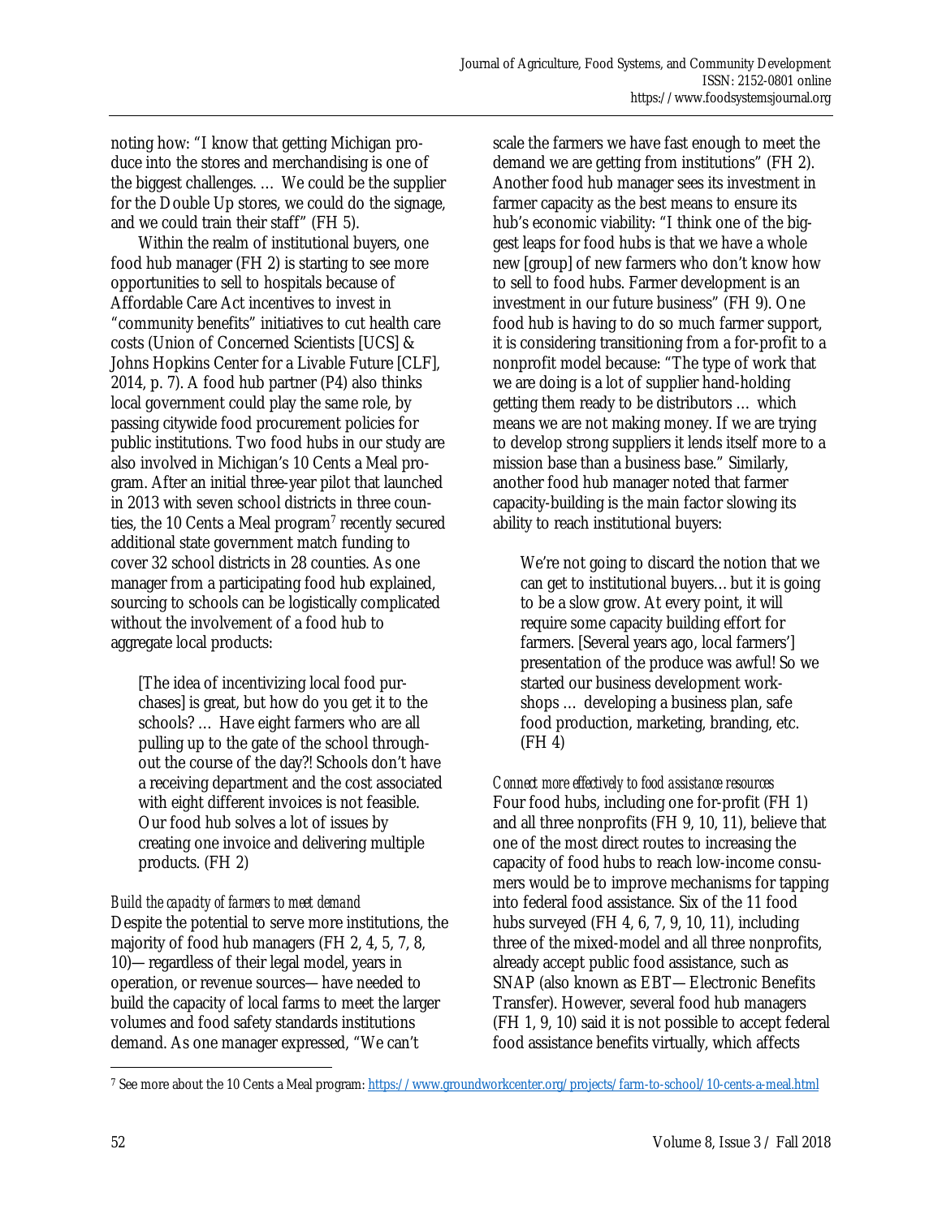noting how: "I know that getting Michigan produce into the stores and merchandising is one of the biggest challenges. … We could be the supplier for the Double Up stores, we could do the signage, and we could train their staff" (FH 5).

Within the realm of institutional buyers, one food hub manager (FH 2) is starting to see more opportunities to sell to hospitals because of Affordable Care Act incentives to invest in "community benefits" initiatives to cut health care costs (Union of Concerned Scientists [UCS] & Johns Hopkins Center for a Livable Future [CLF], 2014, p. 7). A food hub partner (P4) also thinks local government could play the same role, by passing citywide food procurement policies for public institutions. Two food hubs in our study are also involved in Michigan's 10 Cents a Meal program. After an initial three-year pilot that launched in 2013 with seven school districts in three counties, the 10 Cents a Meal program[7] recently secured additional state government match funding to cover 32 school districts in 28 counties. As one manager from a participating food hub explained, sourcing to schools can be logistically complicated without the involvement of a food hub to aggregate local products:

> [The idea of incentivizing local food purchases] is great, but how do you get it to the schools? … Have eight farmers who are all pulling up to the gate of the school throughout the course of the day?! Schools don't have a receiving department and the cost associated with eight different invoices is not feasible. Our food hub solves a lot of issues by creating one invoice and delivering multiple products. (FH 2)

*Build the capacity of farmers to meet demand*

Despite the potential to serve more institutions, the majority of food hub managers (FH 2, 4, 5, 7, 8, 10)—regardless of their legal model, years in operation, or revenue sources—have needed to build the capacity of local farms to meet the larger volumes and food safety standards institutions demand. As one manager expressed, "We can't scale the farmers we have fast enough to meet the demand we are getting from institutions" (FH 2). Another food hub manager sees its investment in farmer capacity as the best means to ensure its hub's economic viability: "I think one of the biggest leaps for food hubs is that we have a whole new [group] of new farmers who don't know how to sell to food hubs. Farmer development is an investment in our future business" (FH 9). One food hub is having to do so much farmer support, it is considering transitioning from a for-profit to a nonprofit model because: "The type of work that we are doing is a lot of supplier hand-holding getting them ready to be distributors … which means we are not making money. If we are trying to develop strong suppliers it lends itself more to a mission base than a business base." Similarly, another food hub manager noted that farmer capacity-building is the main factor slowing its ability to reach institutional buyers:

> We're not going to discard the notion that we can get to institutional buyers…but it is going to be a slow grow. At every point, it will require some capacity building effort for farmers. [Several years ago, local farmers'] presentation of the produce was awful! So we started our business development workshops … developing a business plan, safe food production, marketing, branding, etc. (FH 4)

*Connect more effectively to food assistance resources*

Four food hubs, including one for-profit (FH 1) and all three nonprofits (FH 9, 10, 11), believe that one of the most direct routes to increasing the capacity of food hubs to reach low-income consumers would be to improve mechanisms for tapping into federal food assistance. Six of the 11 food hubs surveyed (FH 4, 6, 7, 9, 10, 11), including three of the mixed-model and all three nonprofits, already accept public food assistance, such as SNAP (also known as EBT—Electronic Benefits Transfer). However, several food hub managers (FH 1, 9, 10) said it is not possible to accept federal food assistance benefits virtually, which affects

---

[7] See more about the 10 Cents a Meal program: https://www.groundworkcenter.org/projects/farm-to-school/10-cents-a-meal.html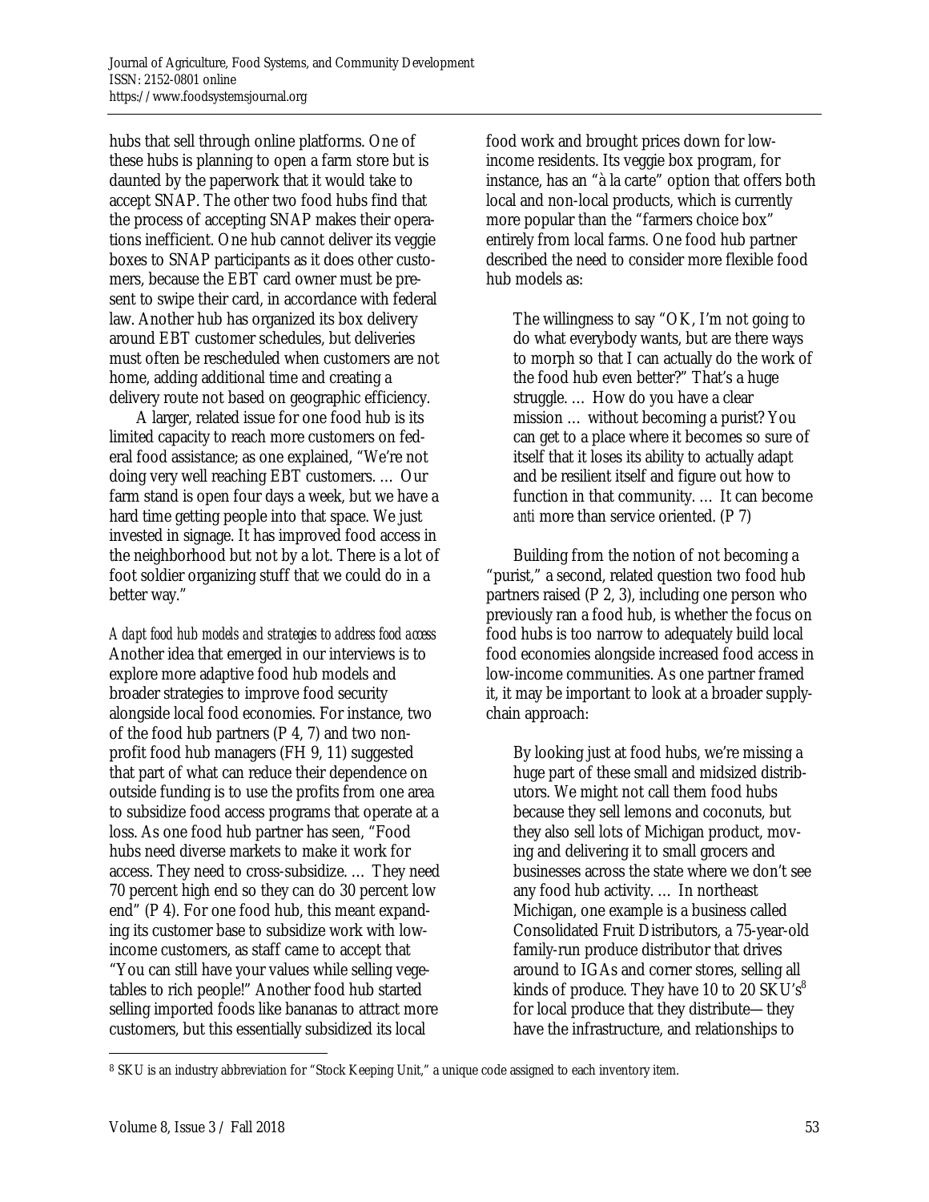hubs that sell through online platforms. One of these hubs is planning to open a farm store but is daunted by the paperwork that it would take to accept SNAP. The other two food hubs find that the process of accepting SNAP makes their operations inefficient. One hub cannot deliver its veggie boxes to SNAP participants as it does other customers, because the EBT card owner must be present to swipe their card, in accordance with federal law. Another hub has organized its box delivery around EBT customer schedules, but deliveries must often be rescheduled when customers are not home, adding additional time and creating a delivery route not based on geographic efficiency.

A larger, related issue for one food hub is its limited capacity to reach more customers on federal food assistance; as one explained, "We're not doing very well reaching EBT customers. … Our farm stand is open four days a week, but we have a hard time getting people into that space. We just invested in signage. It has improved food access in the neighborhood but not by a lot. There is a lot of foot soldier organizing stuff that we could do in a better way."

*Adapt food hub models and strategies to address food access*

Another idea that emerged in our interviews is to explore more adaptive food hub models and broader strategies to improve food security alongside local food economies. For instance, two of the food hub partners (P 4, 7) and two nonprofit food hub managers (FH 9, 11) suggested that part of what can reduce their dependence on outside funding is to use the profits from one area to subsidize food access programs that operate at a loss. As one food hub partner has seen, "Food hubs need diverse markets to make it work for access. They need to cross-subsidize. … They need 70 percent high end so they can do 30 percent low end" (P 4). For one food hub, this meant expanding its customer base to subsidize work with low-income customers, as staff came to accept that "You can still have your values while selling vegetables to rich people!" Another food hub started selling imported foods like bananas to attract more customers, but this essentially subsidized its local food work and brought prices down for low-income residents. Its veggie box program, for instance, has an "à la carte" option that offers both local and non-local products, which is currently more popular than the "farmers choice box" entirely from local farms. One food hub partner described the need to consider more flexible food hub models as:

> The willingness to say "OK, I'm not going to do what everybody wants, but are there ways to morph so that I can actually do the work of the food hub even better?" That's a huge struggle. … How do you have a clear mission … without becoming a purist? You can get to a place where it becomes so sure of itself that it loses its ability to actually adapt and be resilient itself and figure out how to function in that community. … It can become *anti* more than service oriented. (P 7)

Building from the notion of not becoming a "purist," a second, related question two food hub partners raised (P 2, 3), including one person who previously ran a food hub, is whether the focus on food hubs is too narrow to adequately build local food economies alongside increased food access in low-income communities. As one partner framed it, it may be important to look at a broader supply-chain approach:

> By looking just at food hubs, we're missing a huge part of these small and midsized distributors. We might not call them food hubs because they sell lemons and coconuts, but they also sell lots of Michigan product, moving and delivering it to small grocers and businesses across the state where we don't see any food hub activity. … In northeast Michigan, one example is a business called Consolidated Fruit Distributors, a 75-year-old family-run produce distributor that drives around to IGAs and corner stores, selling all kinds of produce. They have 10 to 20 SKU's[8] for local produce that they distribute—they have the infrastructure, and relationships to

---

[8] SKU is an industry abbreviation for "Stock Keeping Unit," a unique code assigned to each inventory item.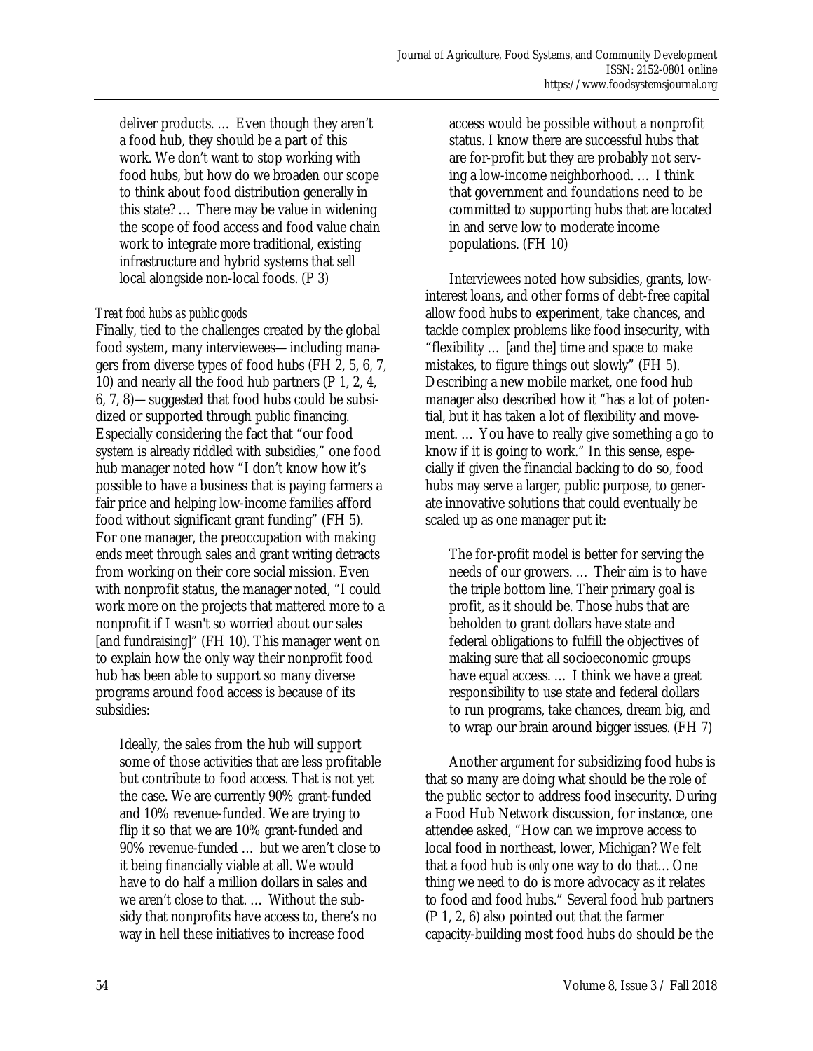deliver products. … Even though they aren't a food hub, they should be a part of this work. We don't want to stop working with food hubs, but how do we broaden our scope to think about food distribution generally in this state? … There may be value in widening the scope of food access and food value chain work to integrate more traditional, existing infrastructure and hybrid systems that sell local alongside non-local foods. (P 3)

### *Treat food hubs as public goods*

Finally, tied to the challenges created by the global food system, many interviewees—including managers from diverse types of food hubs (FH 2, 5, 6, 7, 10) and nearly all the food hub partners (P 1, 2, 4, 6, 7, 8)—suggested that food hubs could be subsidized or supported through public financing. Especially considering the fact that "our food system is already riddled with subsidies," one food hub manager noted how "I don't know how it's possible to have a business that is paying farmers a fair price and helping low-income families afford food without significant grant funding" (FH 5). For one manager, the preoccupation with making ends meet through sales and grant writing detracts from working on their core social mission. Even with nonprofit status, the manager noted, "I could work more on the projects that mattered more to a nonprofit if I wasn't so worried about our sales [and fundraising]" (FH 10). This manager went on to explain how the only way their nonprofit food hub has been able to support so many diverse programs around food access is because of its subsidies:

> Ideally, the sales from the hub will support some of those activities that are less profitable but contribute to food access. That is not yet the case. We are currently 90% grant-funded and 10% revenue-funded. We are trying to flip it so that we are 10% grant-funded and 90% revenue-funded … but we aren't close to it being financially viable at all. We would have to do half a million dollars in sales and we aren't close to that. … Without the subsidy that nonprofits have access to, there's no way in hell these initiatives to increase food access would be possible without a nonprofit status. I know there are successful hubs that are for-profit but they are probably not serving a low-income neighborhood. … I think that government and foundations need to be committed to supporting hubs that are located in and serve low to moderate income populations. (FH 10)

Interviewees noted how subsidies, grants, low-interest loans, and other forms of debt-free capital allow food hubs to experiment, take chances, and tackle complex problems like food insecurity, with "flexibility … [and the] time and space to make mistakes, to figure things out slowly" (FH 5). Describing a new mobile market, one food hub manager also described how it "has a lot of potential, but it has taken a lot of flexibility and movement. … You have to really give something a go to know if it is going to work." In this sense, especially if given the financial backing to do so, food hubs may serve a larger, public purpose, to generate innovative solutions that could eventually be scaled up as one manager put it:

> The for-profit model is better for serving the needs of our growers. … Their aim is to have the triple bottom line. Their primary goal is profit, as it should be. Those hubs that are beholden to grant dollars have state and federal obligations to fulfill the objectives of making sure that all socioeconomic groups have equal access. … I think we have a great responsibility to use state and federal dollars to run programs, take chances, dream big, and to wrap our brain around bigger issues. (FH 7)

Another argument for subsidizing food hubs is that so many are doing what should be the role of the public sector to address food insecurity. During a Food Hub Network discussion, for instance, one attendee asked, "How can we improve access to local food in northeast, lower, Michigan? We felt that a food hub is *only* one way to do that… One thing we need to do is more advocacy as it relates to food and food hubs." Several food hub partners (P 1, 2, 6) also pointed out that the farmer capacity-building most food hubs do should be the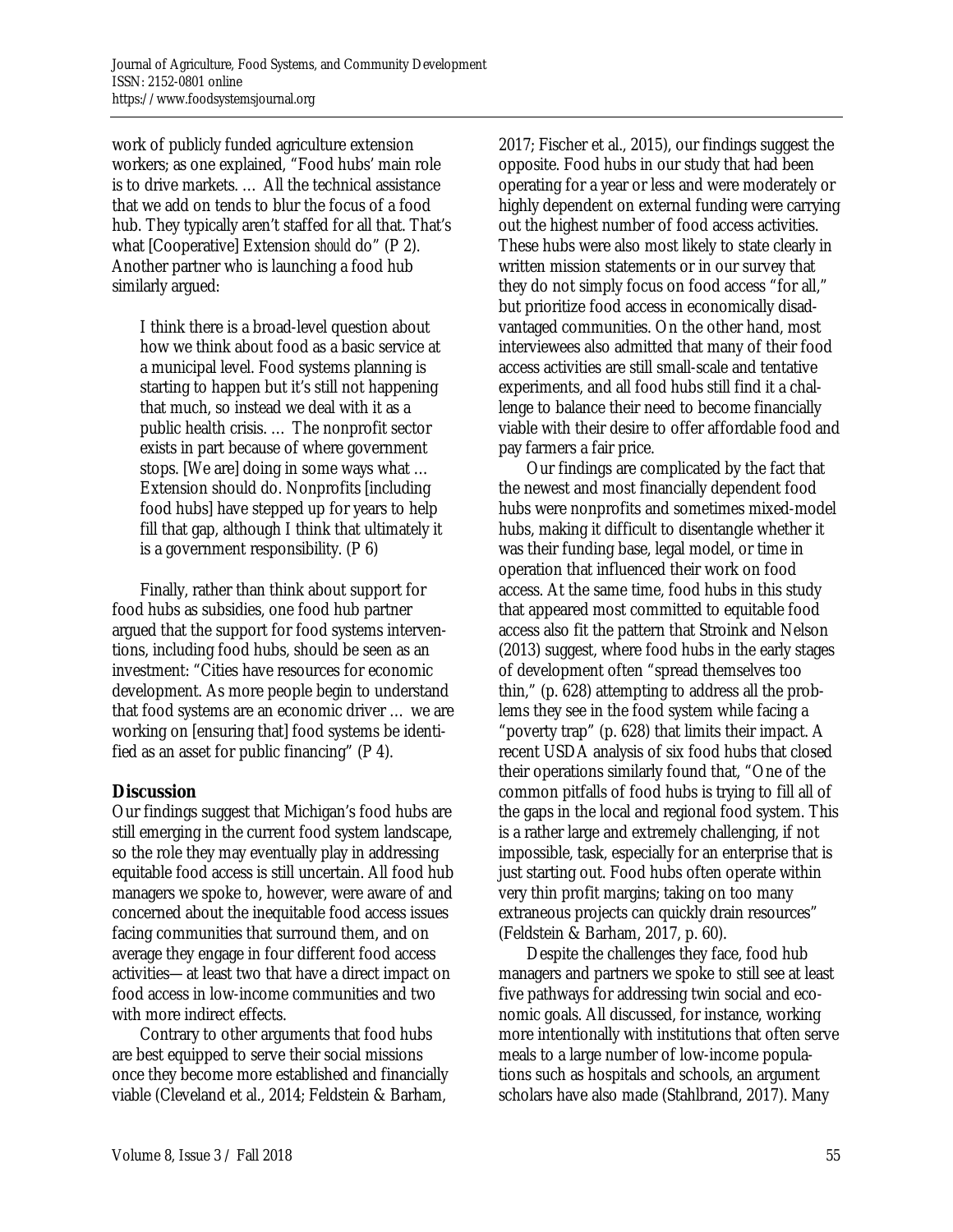work of publicly funded agriculture extension workers; as one explained, "Food hubs' main role is to drive markets. … All the technical assistance that we add on tends to blur the focus of a food hub. They typically aren't staffed for all that. That's what [Cooperative] Extension *should* do" (P 2). Another partner who is launching a food hub similarly argued:

> I think there is a broad-level question about how we think about food as a basic service at a municipal level. Food systems planning is starting to happen but it's still not happening that much, so instead we deal with it as a public health crisis. … The nonprofit sector exists in part because of where government stops. [We are] doing in some ways what … Extension should do. Nonprofits [including food hubs] have stepped up for years to help fill that gap, although I think that ultimately it is a government responsibility. (P 6)

Finally, rather than think about support for food hubs as subsidies, one food hub partner argued that the support for food systems interventions, including food hubs, should be seen as an investment: "Cities have resources for economic development. As more people begin to understand that food systems are an economic driver … we are working on [ensuring that] food systems be identified as an asset for public financing" (P 4).

## Discussion

Our findings suggest that Michigan's food hubs are still emerging in the current food system landscape, so the role they may eventually play in addressing equitable food access is still uncertain. All food hub managers we spoke to, however, were aware of and concerned about the inequitable food access issues facing communities that surround them, and on average they engage in four different food access activities—at least two that have a direct impact on food access in low-income communities and two with more indirect effects.

Contrary to other arguments that food hubs are best equipped to serve their social missions once they become more established and financially viable (Cleveland et al., 2014; Feldstein & Barham, 2017; Fischer et al., 2015), our findings suggest the opposite. Food hubs in our study that had been operating for a year or less and were moderately or highly dependent on external funding were carrying out the highest number of food access activities. These hubs were also most likely to state clearly in written mission statements or in our survey that they do not simply focus on food access "for all," but prioritize food access in economically disadvantaged communities. On the other hand, most interviewees also admitted that many of their food access activities are still small-scale and tentative experiments, and all food hubs still find it a challenge to balance their need to become financially viable with their desire to offer affordable food and pay farmers a fair price.

Our findings are complicated by the fact that the newest and most financially dependent food hubs were nonprofits and sometimes mixed-model hubs, making it difficult to disentangle whether it was their funding base, legal model, or time in operation that influenced their work on food access. At the same time, food hubs in this study that appeared most committed to equitable food access also fit the pattern that Stroink and Nelson (2013) suggest, where food hubs in the early stages of development often "spread themselves too thin," (p. 628) attempting to address all the problems they see in the food system while facing a "poverty trap" (p. 628) that limits their impact. A recent USDA analysis of six food hubs that closed their operations similarly found that, "One of the common pitfalls of food hubs is trying to fill all of the gaps in the local and regional food system. This is a rather large and extremely challenging, if not impossible, task, especially for an enterprise that is just starting out. Food hubs often operate within very thin profit margins; taking on too many extraneous projects can quickly drain resources" (Feldstein & Barham, 2017, p. 60).

Despite the challenges they face, food hub managers and partners we spoke to still see at least five pathways for addressing twin social and economic goals. All discussed, for instance, working more intentionally with institutions that often serve meals to a large number of low-income populations such as hospitals and schools, an argument scholars have also made (Stahlbrand, 2017). Many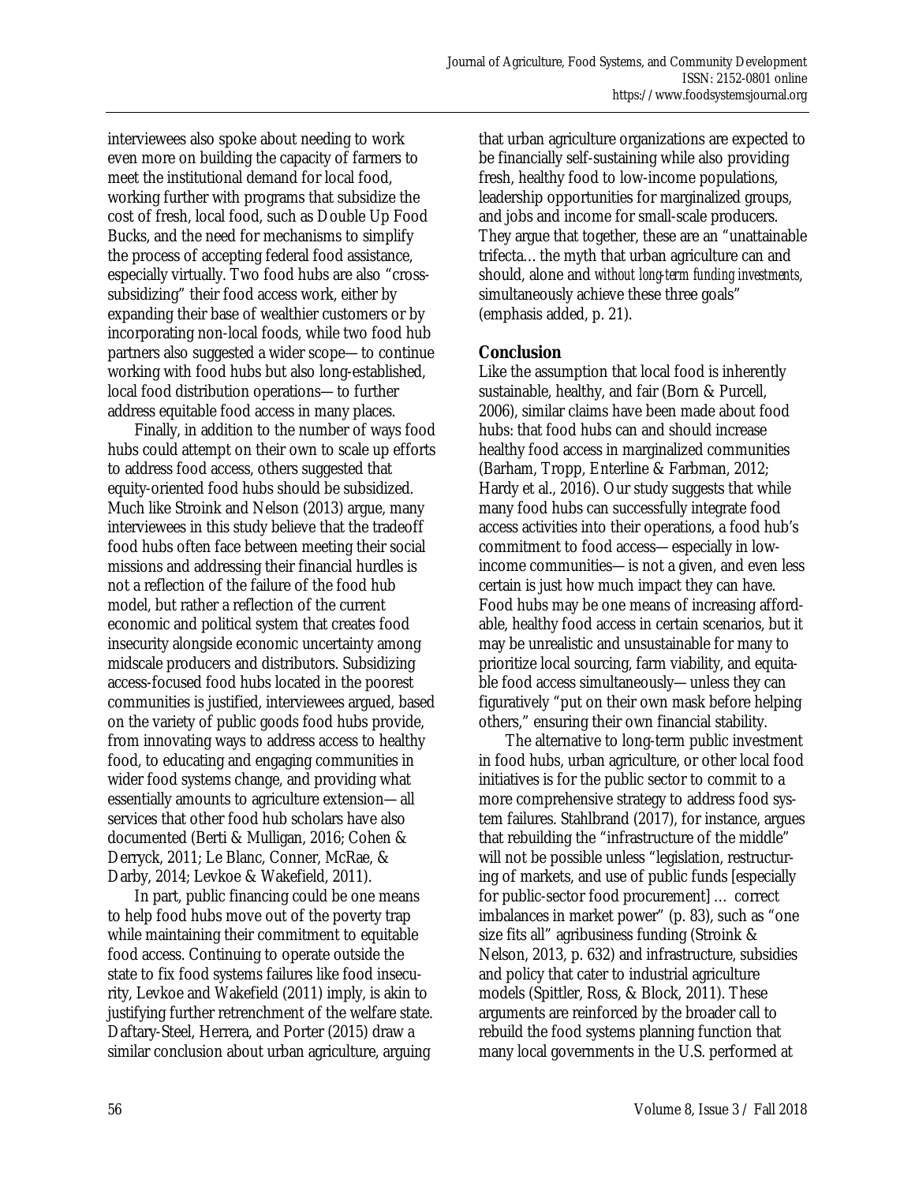interviewees also spoke about needing to work even more on building the capacity of farmers to meet the institutional demand for local food, working further with programs that subsidize the cost of fresh, local food, such as Double Up Food Bucks, and the need for mechanisms to simplify the process of accepting federal food assistance, especially virtually. Two food hubs are also "cross-subsidizing" their food access work, either by expanding their base of wealthier customers or by incorporating non-local foods, while two food hub partners also suggested a wider scope—to continue working with food hubs but also long-established, local food distribution operations—to further address equitable food access in many places.

Finally, in addition to the number of ways food hubs could attempt on their own to scale up efforts to address food access, others suggested that equity-oriented food hubs should be subsidized. Much like Stroink and Nelson (2013) argue, many interviewees in this study believe that the tradeoff food hubs often face between meeting their social missions and addressing their financial hurdles is not a reflection of the failure of the food hub model, but rather a reflection of the current economic and political system that creates food insecurity alongside economic uncertainty among midscale producers and distributors. Subsidizing access-focused food hubs located in the poorest communities is justified, interviewees argued, based on the variety of public goods food hubs provide, from innovating ways to address access to healthy food, to educating and engaging communities in wider food systems change, and providing what essentially amounts to agriculture extension—all services that other food hub scholars have also documented (Berti & Mulligan, 2016; Cohen & Derryck, 2011; Le Blanc, Conner, McRae, & Darby, 2014; Levkoe & Wakefield, 2011).

In part, public financing could be one means to help food hubs move out of the poverty trap while maintaining their commitment to equitable food access. Continuing to operate outside the state to fix food systems failures like food insecurity, Levkoe and Wakefield (2011) imply, is akin to justifying further retrenchment of the welfare state. Daftary-Steel, Herrera, and Porter (2015) draw a similar conclusion about urban agriculture, arguing that urban agriculture organizations are expected to be financially self-sustaining while also providing fresh, healthy food to low-income populations, leadership opportunities for marginalized groups, and jobs and income for small-scale producers. They argue that together, these are an "unattainable trifecta… the myth that urban agriculture can and should, alone and *without long-term funding investments*, simultaneously achieve these three goals" (emphasis added, p. 21).

## Conclusion

Like the assumption that local food is inherently sustainable, healthy, and fair (Born & Purcell, 2006), similar claims have been made about food hubs: that food hubs can and should increase healthy food access in marginalized communities (Barham, Tropp, Enterline & Farbman, 2012; Hardy et al., 2016). Our study suggests that while many food hubs can successfully integrate food access activities into their operations, a food hub's commitment to food access—especially in low-income communities—is not a given, and even less certain is just how much impact they can have. Food hubs may be one means of increasing affordable, healthy food access in certain scenarios, but it may be unrealistic and unsustainable for many to prioritize local sourcing, farm viability, and equitable food access simultaneously—unless they can figuratively "put on their own mask before helping others," ensuring their own financial stability.

The alternative to long-term public investment in food hubs, urban agriculture, or other local food initiatives is for the public sector to commit to a more comprehensive strategy to address food system failures. Stahlbrand (2017), for instance, argues that rebuilding the "infrastructure of the middle" will not be possible unless "legislation, restructuring of markets, and use of public funds [especially for public-sector food procurement] … correct imbalances in market power" (p. 83), such as "one size fits all" agribusiness funding (Stroink & Nelson, 2013, p. 632) and infrastructure, subsidies and policy that cater to industrial agriculture models (Spittler, Ross, & Block, 2011). These arguments are reinforced by the broader call to rebuild the food systems planning function that many local governments in the U.S. performed at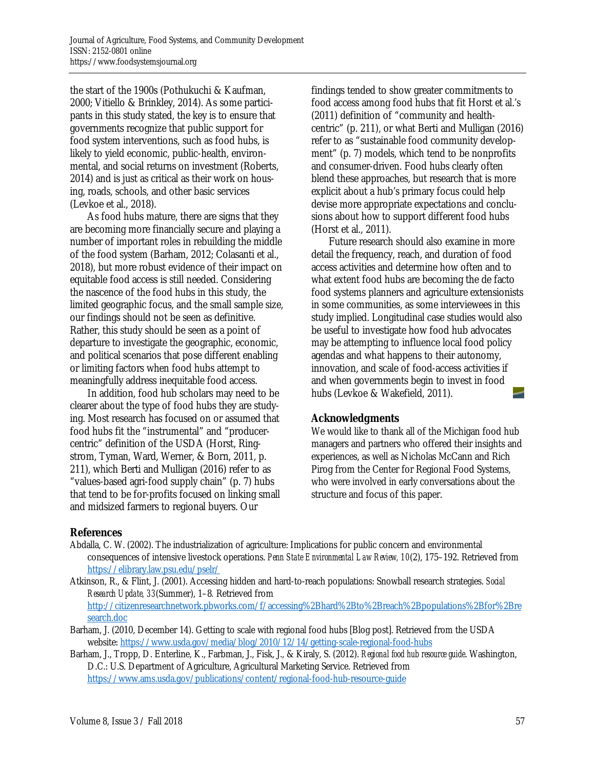the start of the 1900s (Pothukuchi & Kaufman, 2000; Vitiello & Brinkley, 2014). As some participants in this study stated, the key is to ensure that governments recognize that public support for food system interventions, such as food hubs, is likely to yield economic, public-health, environmental, and social returns on investment (Roberts, 2014) and is just as critical as their work on housing, roads, schools, and other basic services (Levkoe et al., 2018).

As food hubs mature, there are signs that they are becoming more financially secure and playing a number of important roles in rebuilding the middle of the food system (Barham, 2012; Colasanti et al., 2018), but more robust evidence of their impact on equitable food access is still needed. Considering the nascence of the food hubs in this study, the limited geographic focus, and the small sample size, our findings should not be seen as definitive. Rather, this study should be seen as a point of departure to investigate the geographic, economic, and political scenarios that pose different enabling or limiting factors when food hubs attempt to meaningfully address inequitable food access.

In addition, food hub scholars may need to be clearer about the type of food hubs they are studying. Most research has focused on or assumed that food hubs fit the "instrumental" and "producer-centric" definition of the USDA (Horst, Ringstrom, Tyman, Ward, Werner, & Born, 2011, p. 211), which Berti and Mulligan (2016) refer to as "values-based agri-food supply chain" (p. 7) hubs that tend to be for-profits focused on linking small and midsized farmers to regional buyers. Our findings tended to show greater commitments to food access among food hubs that fit Horst et al.'s (2011) definition of "community and health-centric" (p. 211), or what Berti and Mulligan (2016) refer to as "sustainable food community development" (p. 7) models, which tend to be nonprofits and consumer-driven. Food hubs clearly often blend these approaches, but research that is more explicit about a hub's primary focus could help devise more appropriate expectations and conclusions about how to support different food hubs (Horst et al., 2011).

Future research should also examine in more detail the frequency, reach, and duration of food access activities and determine how often and to what extent food hubs are becoming the de facto food systems planners and agriculture extensionists in some communities, as some interviewees in this study implied. Longitudinal case studies would also be useful to investigate how food hub advocates may be attempting to influence local food policy agendas and what happens to their autonomy, innovation, and scale of food-access activities if and when governments begin to invest in food hubs (Levkoe & Wakefield, 2011).

## Acknowledgments

We would like to thank all of the Michigan food hub managers and partners who offered their insights and experiences, as well as Nicholas McCann and Rich Pirog from the Center for Regional Food Systems, who were involved in early conversations about the structure and focus of this paper.

## References

Abdalla, C. W. (2002). The industrialization of agriculture: Implications for public concern and environmental consequences of intensive livestock operations. *Penn State Environmental Law Review, 10*(2), 175–192. Retrieved from https://elibrary.law.psu.edu/pselr/

Atkinson, R., & Flint, J. (2001). Accessing hidden and hard-to-reach populations: Snowball research strategies. *Social Research Update, 33*(Summer), 1–8. Retrieved from http://citizenresearchnetwork.pbworks.com/f/accessing%2Bhard%2Bto%2Breach%2Bpopulations%2Bfor%2Bresearch.doc

Barham, J. (2010, December 14). Getting to scale with regional food hubs [Blog post]. Retrieved from the USDA website: https://www.usda.gov/media/blog/2010/12/14/getting-scale-regional-food-hubs

Barham, J., Tropp, D. Enterline, K., Farbman, J., Fisk, J., & Kiraly, S. (2012). *Regional food hub resource guide*. Washington, D.C.: U.S. Department of Agriculture, Agricultural Marketing Service. Retrieved from https://www.ams.usda.gov/publications/content/regional-food-hub-resource-guide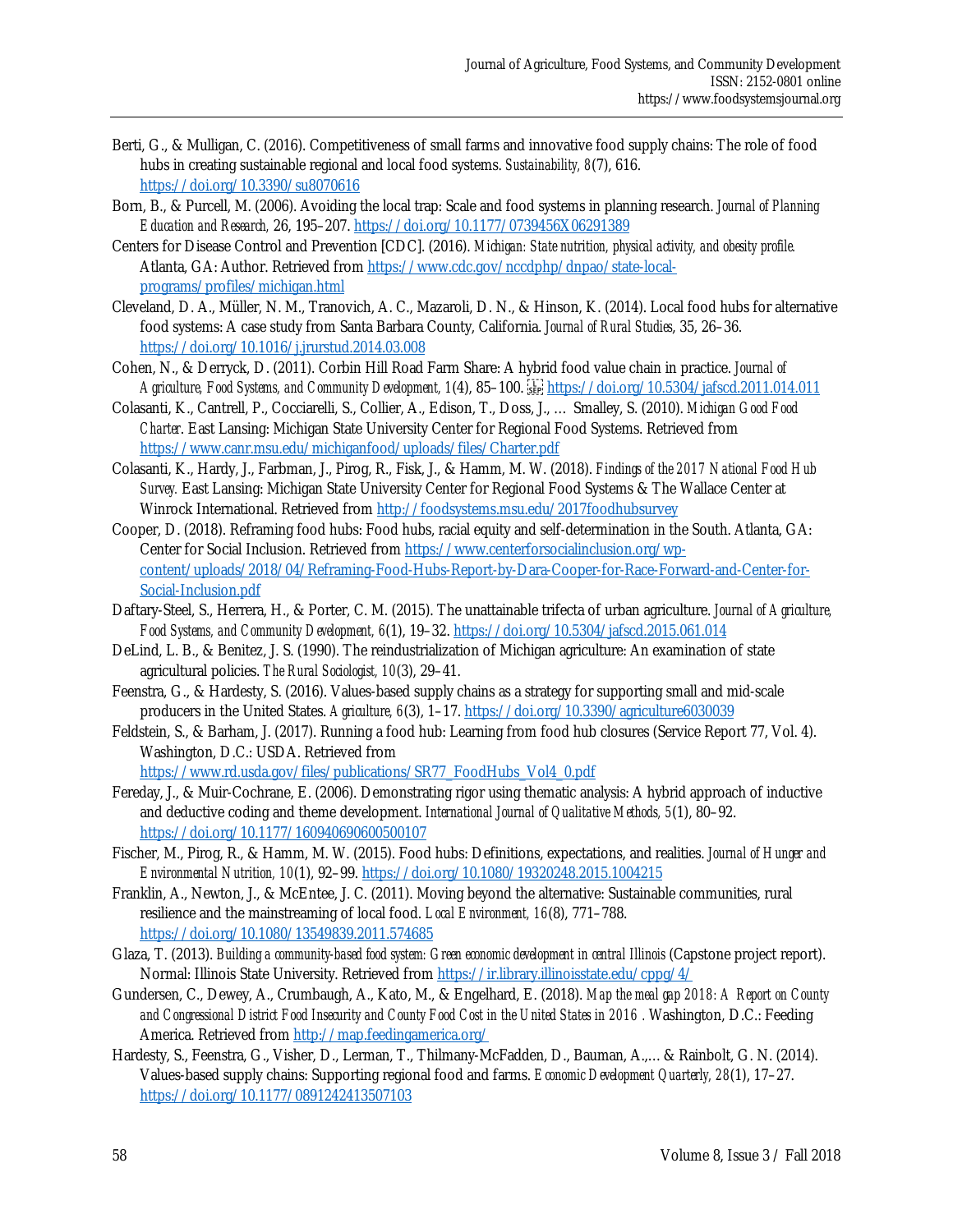Berti, G., & Mulligan, C. (2016). Competitiveness of small farms and innovative food supply chains: The role of food hubs in creating sustainable regional and local food systems. *Sustainability, 8*(7), 616. https://doi.org/10.3390/su8070616

Born, B., & Purcell, M. (2006). Avoiding the local trap: Scale and food systems in planning research. *Journal of Planning Education and Research*, 26, 195–207. https://doi.org/10.1177/0739456X06291389

Centers for Disease Control and Prevention [CDC]. (2016). *Michigan: State nutrition, physical activity, and obesity profile.* Atlanta, GA: Author. Retrieved from https://www.cdc.gov/nccdphp/dnpao/state-local-programs/profiles/michigan.html

Cleveland, D. A., Müller, N. M., Tranovich, A. C., Mazaroli, D. N., & Hinson, K. (2014). Local food hubs for alternative food systems: A case study from Santa Barbara County, California. *Journal of Rural Studies*, 35, 26–36. https://doi.org/10.1016/j.jrurstud.2014.03.008

Cohen, N., & Derryck, D. (2011). Corbin Hill Road Farm Share: A hybrid food value chain in practice. *Journal of Agriculture, Food Systems, and Community Development, 1*(4), 85–100. https://doi.org/10.5304/jafscd.2011.014.011

Colasanti, K., Cantrell, P., Cocciarelli, S., Collier, A., Edison, T., Doss, J., … Smalley, S. (2010). *Michigan Good Food Charter*. East Lansing: Michigan State University Center for Regional Food Systems. Retrieved from https://www.canr.msu.edu/michiganfood/uploads/files/Charter.pdf

Colasanti, K., Hardy, J., Farbman, J., Pirog, R., Fisk, J., & Hamm, M. W. (2018). *Findings of the 2017 National Food Hub Survey.* East Lansing: Michigan State University Center for Regional Food Systems & The Wallace Center at Winrock International. Retrieved from http://foodsystems.msu.edu/2017foodhubsurvey

Cooper, D. (2018). Reframing food hubs: Food hubs, racial equity and self-determination in the South. Atlanta, GA: Center for Social Inclusion. Retrieved from https://www.centerforsocialinclusion.org/wp-content/uploads/2018/04/Reframing-Food-Hubs-Report-by-Dara-Cooper-for-Race-Forward-and-Center-for-Social-Inclusion.pdf

Daftary-Steel, S., Herrera, H., & Porter, C. M. (2015). The unattainable trifecta of urban agriculture. *Journal of Agriculture, Food Systems, and Community Development, 6*(1), 19–32. https://doi.org/10.5304/jafscd.2015.061.014

DeLind, L. B., & Benitez, J. S. (1990). The reindustrialization of Michigan agriculture: An examination of state agricultural policies. *The Rural Sociologist, 10*(3), 29–41.

Feenstra, G., & Hardesty, S. (2016). Values-based supply chains as a strategy for supporting small and mid-scale producers in the United States. *Agriculture, 6*(3), 1–17. https://doi.org/10.3390/agriculture6030039

Feldstein, S., & Barham, J. (2017). Running a food hub: Learning from food hub closures (Service Report 77, Vol. 4). Washington, D.C.: USDA. Retrieved from https://www.rd.usda.gov/files/publications/SR77_FoodHubs_Vol4_0.pdf

Fereday, J., & Muir-Cochrane, E. (2006). Demonstrating rigor using thematic analysis: A hybrid approach of inductive and deductive coding and theme development. *International Journal of Qualitative Methods, 5*(1), 80–92. https://doi.org/10.1177/160940690600500107

Fischer, M., Pirog, R., & Hamm, M. W. (2015). Food hubs: Definitions, expectations, and realities. *Journal of Hunger and Environmental Nutrition, 10*(1), 92–99. https://doi.org/10.1080/19320248.2015.1004215

Franklin, A., Newton, J., & McEntee, J. C. (2011). Moving beyond the alternative: Sustainable communities, rural resilience and the mainstreaming of local food. *Local Environment, 16*(8), 771–788. https://doi.org/10.1080/13549839.2011.574685

Glaza, T. (2013). *Building a community-based food system: Green economic development in central Illinois* (Capstone project report). Normal: Illinois State University. Retrieved from https://ir.library.illinoisstate.edu/cppg/4/

Gundersen, C., Dewey, A., Crumbaugh, A., Kato, M., & Engelhard, E. (2018). *Map the meal gap 2018: A Report on County and Congressional District Food Insecurity and County Food Cost in the United States in 2016* . Washington, D.C.: Feeding America. Retrieved from http://map.feedingamerica.org/

Hardesty, S., Feenstra, G., Visher, D., Lerman, T., Thilmany-McFadden, D., Bauman, A.,… & Rainbolt, G. N. (2014). Values-based supply chains: Supporting regional food and farms. *Economic Development Quarterly, 28*(1), 17–27. https://doi.org/10.1177/0891242413507103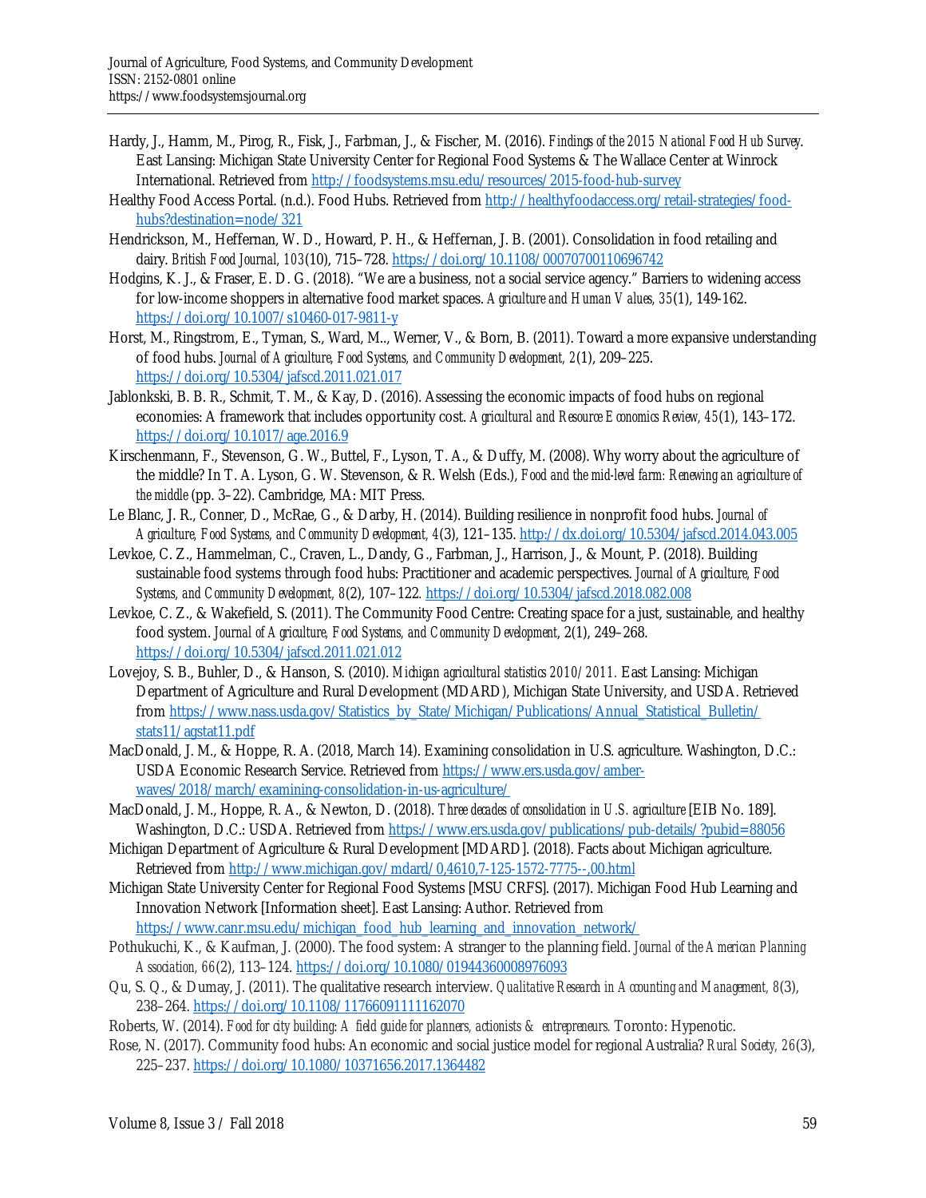Hardy, J., Hamm, M., Pirog, R., Fisk, J., Farbman, J., & Fischer, M. (2016). *Findings of the 2015 National Food Hub Survey.* East Lansing: Michigan State University Center for Regional Food Systems & The Wallace Center at Winrock International. Retrieved from http://foodsystems.msu.edu/resources/2015-food-hub-survey

Healthy Food Access Portal. (n.d.). Food Hubs. Retrieved from http://healthyfoodaccess.org/retail-strategies/food-hubs?destination=node/321

Hendrickson, M., Heffernan, W. D., Howard, P. H., & Heffernan, J. B. (2001). Consolidation in food retailing and dairy. *British Food Journal, 103*(10), 715–728. https://doi.org/10.1108/00070700110696742

Hodgins, K. J., & Fraser, E. D. G. (2018). "We are a business, not a social service agency." Barriers to widening access for low-income shoppers in alternative food market spaces. *Agriculture and Human Values, 35*(1), 149-162. https://doi.org/10.1007/s10460-017-9811-y

Horst, M., Ringstrom, E., Tyman, S., Ward, M.., Werner, V., & Born, B. (2011). Toward a more expansive understanding of food hubs. *Journal of Agriculture, Food Systems, and Community Development, 2*(1), 209–225. https://doi.org/10.5304/jafscd.2011.021.017

Jablonkski, B. B. R., Schmit, T. M., & Kay, D. (2016). Assessing the economic impacts of food hubs on regional economies: A framework that includes opportunity cost. *Agricultural and Resource Economics Review, 45*(1), 143–172. https://doi.org/10.1017/age.2016.9

Kirschenmann, F., Stevenson, G. W., Buttel, F., Lyson, T. A., & Duffy, M. (2008). Why worry about the agriculture of the middle? In T. A. Lyson, G. W. Stevenson, & R. Welsh (Eds.), *Food and the mid-level farm: Renewing an agriculture of the middle* (pp. 3–22). Cambridge, MA: MIT Press.

Le Blanc, J. R., Conner, D., McRae, G., & Darby, H. (2014). Building resilience in nonprofit food hubs. *Journal of Agriculture, Food Systems, and Community Development, 4*(3), 121–135. http://dx.doi.org/10.5304/jafscd.2014.043.005

Levkoe, C. Z., Hammelman, C., Craven, L., Dandy, G., Farbman, J., Harrison, J., & Mount, P. (2018). Building sustainable food systems through food hubs: Practitioner and academic perspectives. *Journal of Agriculture, Food Systems, and Community Development, 8*(2), 107–122. https://doi.org/10.5304/jafscd.2018.082.008

Levkoe, C. Z., & Wakefield, S. (2011). The Community Food Centre: Creating space for a just, sustainable, and healthy food system. *Journal of Agriculture, Food Systems, and Community Development*, 2(1), 249–268. https://doi.org/10.5304/jafscd.2011.021.012

Lovejoy, S. B., Buhler, D., & Hanson, S. (2010). *Michigan agricultural statistics 2010/2011.* East Lansing: Michigan Department of Agriculture and Rural Development (MDARD), Michigan State University, and USDA. Retrieved from https://www.nass.usda.gov/Statistics_by_State/Michigan/Publications/Annual_Statistical_Bulletin/stats11/agstat11.pdf

MacDonald, J. M., & Hoppe, R. A. (2018, March 14). Examining consolidation in U.S. agriculture. Washington, D.C.: USDA Economic Research Service. Retrieved from https://www.ers.usda.gov/amber-waves/2018/march/examining-consolidation-in-us-agriculture/

MacDonald, J. M., Hoppe, R. A., & Newton, D. (2018). *Three decades of consolidation in U.S. agriculture* [EIB No. 189]. Washington, D.C.: USDA. Retrieved from https://www.ers.usda.gov/publications/pub-details/?pubid=88056

Michigan Department of Agriculture & Rural Development [MDARD]. (2018). Facts about Michigan agriculture. Retrieved from http://www.michigan.gov/mdard/0,4610,7-125-1572-7775--,00.html

Michigan State University Center for Regional Food Systems [MSU CRFS]. (2017). Michigan Food Hub Learning and Innovation Network [Information sheet]. East Lansing: Author. Retrieved from https://www.canr.msu.edu/michigan_food_hub_learning_and_innovation_network/

Pothukuchi, K., & Kaufman, J. (2000). The food system: A stranger to the planning field. *Journal of the American Planning Association, 66*(2), 113–124. https://doi.org/10.1080/01944360008976093

Qu, S. Q., & Dumay, J. (2011). The qualitative research interview. *Qualitative Research in Accounting and Management, 8*(3), 238–264. https://doi.org/10.1108/11766091111162070

Roberts, W. (2014). *Food for city building: A field guide for planners, actionists & entrepreneurs.* Toronto: Hypenotic.

Rose, N. (2017). Community food hubs: An economic and social justice model for regional Australia? *Rural Society, 26*(3), 225–237. https://doi.org/10.1080/10371656.2017.1364482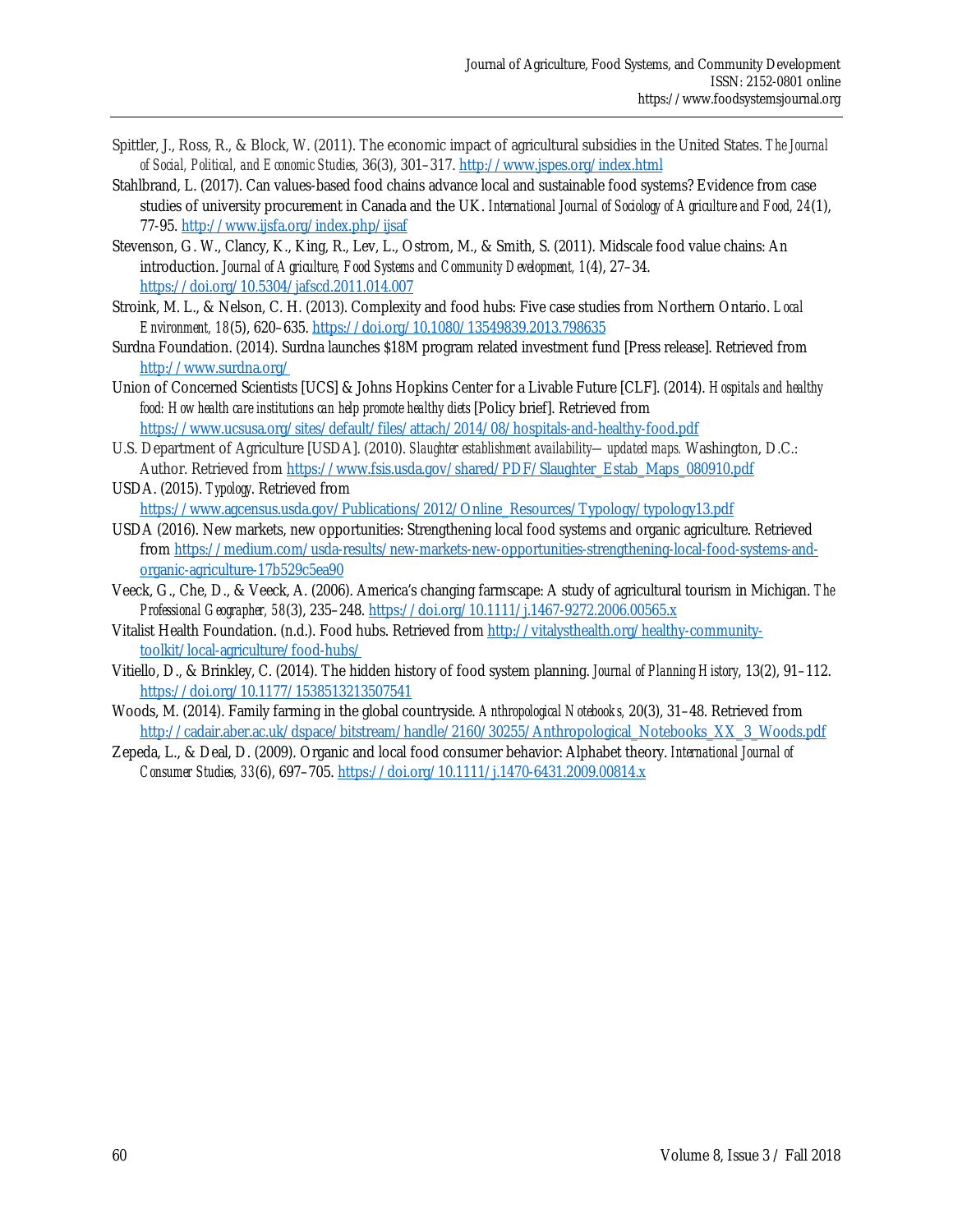Spittler, J., Ross, R., & Block, W. (2011). The economic impact of agricultural subsidies in the United States. *The Journal of Social, Political, and Economic Studies*, 36(3), 301–317. http://www.jspes.org/index.html

Stahlbrand, L. (2017). Can values-based food chains advance local and sustainable food systems? Evidence from case studies of university procurement in Canada and the UK. *International Journal of Sociology of Agriculture and Food, 24*(1), 77-95. http://www.ijsfa.org/index.php/ijsaf

Stevenson, G. W., Clancy, K., King, R., Lev, L., Ostrom, M., & Smith, S. (2011). Midscale food value chains: An introduction. *Journal of Agriculture, Food Systems and Community Development, 1*(4), 27–34. https://doi.org/10.5304/jafscd.2011.014.007

Stroink, M. L., & Nelson, C. H. (2013). Complexity and food hubs: Five case studies from Northern Ontario. *Local Environment, 18*(5), 620–635. https://doi.org/10.1080/13549839.2013.798635

Surdna Foundation. (2014). Surdna launches $18M program related investment fund [Press release]. Retrieved from http://www.surdna.org/

Union of Concerned Scientists [UCS] & Johns Hopkins Center for a Livable Future [CLF]. (2014). *Hospitals and healthy food: How health care institutions can help promote healthy diets* [Policy brief]. Retrieved from https://www.ucsusa.org/sites/default/files/attach/2014/08/hospitals-and-healthy-food.pdf

U.S. Department of Agriculture [USDA]. (2010). *Slaughter establishment availability—updated maps.* Washington, D.C.: Author. Retrieved from https://www.fsis.usda.gov/shared/PDF/Slaughter_Estab_Maps_080910.pdf

USDA. (2015). *Typology*. Retrieved from https://www.agcensus.usda.gov/Publications/2012/Online_Resources/Typology/typology13.pdf

USDA (2016). New markets, new opportunities: Strengthening local food systems and organic agriculture. Retrieved from https://medium.com/usda-results/new-markets-new-opportunities-strengthening-local-food-systems-and-organic-agriculture-17b529c5ea90

Veeck, G., Che, D., & Veeck, A. (2006). America's changing farmscape: A study of agricultural tourism in Michigan. *The Professional Geographer, 58*(3), 235–248. https://doi.org/10.1111/j.1467-9272.2006.00565.x

Vitalist Health Foundation. (n.d.). Food hubs. Retrieved from http://vitalysthealth.org/healthy-community-toolkit/local-agriculture/food-hubs/

Vitiello, D., & Brinkley, C. (2014). The hidden history of food system planning. *Journal of Planning History*, 13(2), 91–112. https://doi.org/10.1177/1538513213507541

Woods, M. (2014). Family farming in the global countryside. *Anthropological Notebooks,* 20(3), 31–48. Retrieved from http://cadair.aber.ac.uk/dspace/bitstream/handle/2160/30255/Anthropological_Notebooks_XX_3_Woods.pdf

Zepeda, L., & Deal, D. (2009). Organic and local food consumer behavior: Alphabet theory. *International Journal of Consumer Studies, 33*(6), 697–705. https://doi.org/10.1111/j.1470-6431.2009.00814.x